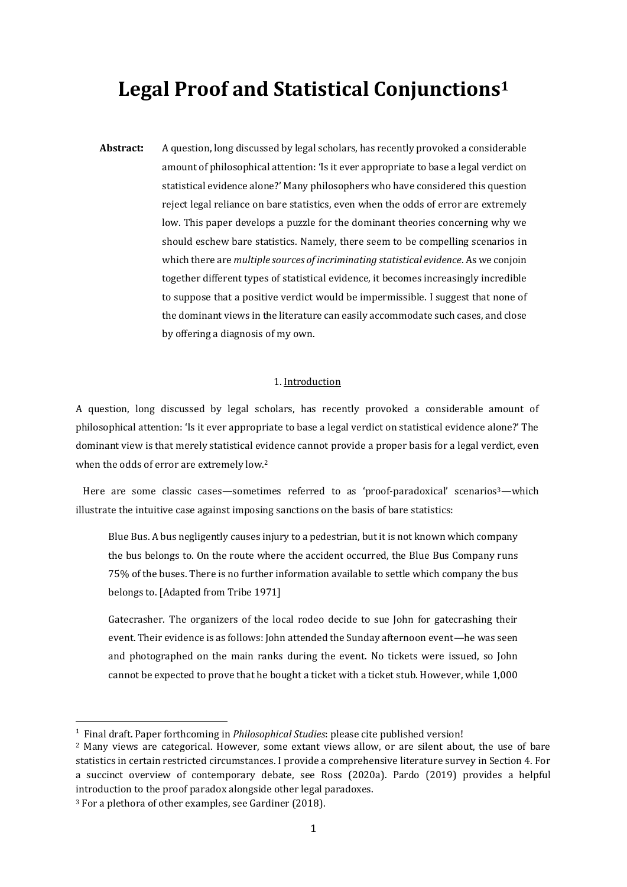# Legal Proof and Statistical Conjunctions[1]

**Abstract:** A question, long discussed by legal scholars, has recently provoked a considerable amount of philosophical attention: 'Is it ever appropriate to base a legal verdict on statistical evidence alone?' Many philosophers who have considered this question reject legal reliance on bare statistics, even when the odds of error are extremely low. This paper develops a puzzle for the dominant theories concerning why we should eschew bare statistics. Namely, there seem to be compelling scenarios in which there are *multiple sources of incriminating statistical evidence*. As we conjoin together different types of statistical evidence, it becomes increasingly incredible to suppose that a positive verdict would be impermissible. I suggest that none of the dominant views in the literature can easily accommodate such cases, and close by offering a diagnosis of my own.

## 1. Introduction

A question, long discussed by legal scholars, has recently provoked a considerable amount of philosophical attention: 'Is it ever appropriate to base a legal verdict on statistical evidence alone?' The dominant view is that merely statistical evidence cannot provide a proper basis for a legal verdict, even when the odds of error are extremely low.[2]

Here are some classic cases—sometimes referred to as 'proof-paradoxical' scenarios[3]—which illustrate the intuitive case against imposing sanctions on the basis of bare statistics:

> Blue Bus. A bus negligently causes injury to a pedestrian, but it is not known which company the bus belongs to. On the route where the accident occurred, the Blue Bus Company runs 75% of the buses. There is no further information available to settle which company the bus belongs to. [Adapted from Tribe 1971]

> Gatecrasher. The organizers of the local rodeo decide to sue John for gatecrashing their event. Their evidence is as follows: John attended the Sunday afternoon event—he was seen and photographed on the main ranks during the event. No tickets were issued, so John cannot be expected to prove that he bought a ticket with a ticket stub. However, while 1,000

---

[1] Final draft. Paper forthcoming in *Philosophical Studies*: please cite published version!

[2] Many views are categorical. However, some extant views allow, or are silent about, the use of bare statistics in certain restricted circumstances. I provide a comprehensive literature survey in Section 4. For a succinct overview of contemporary debate, see Ross (2020a). Pardo (2019) provides a helpful introduction to the proof paradox alongside other legal paradoxes.

[3] For a plethora of other examples, see Gardiner (2018).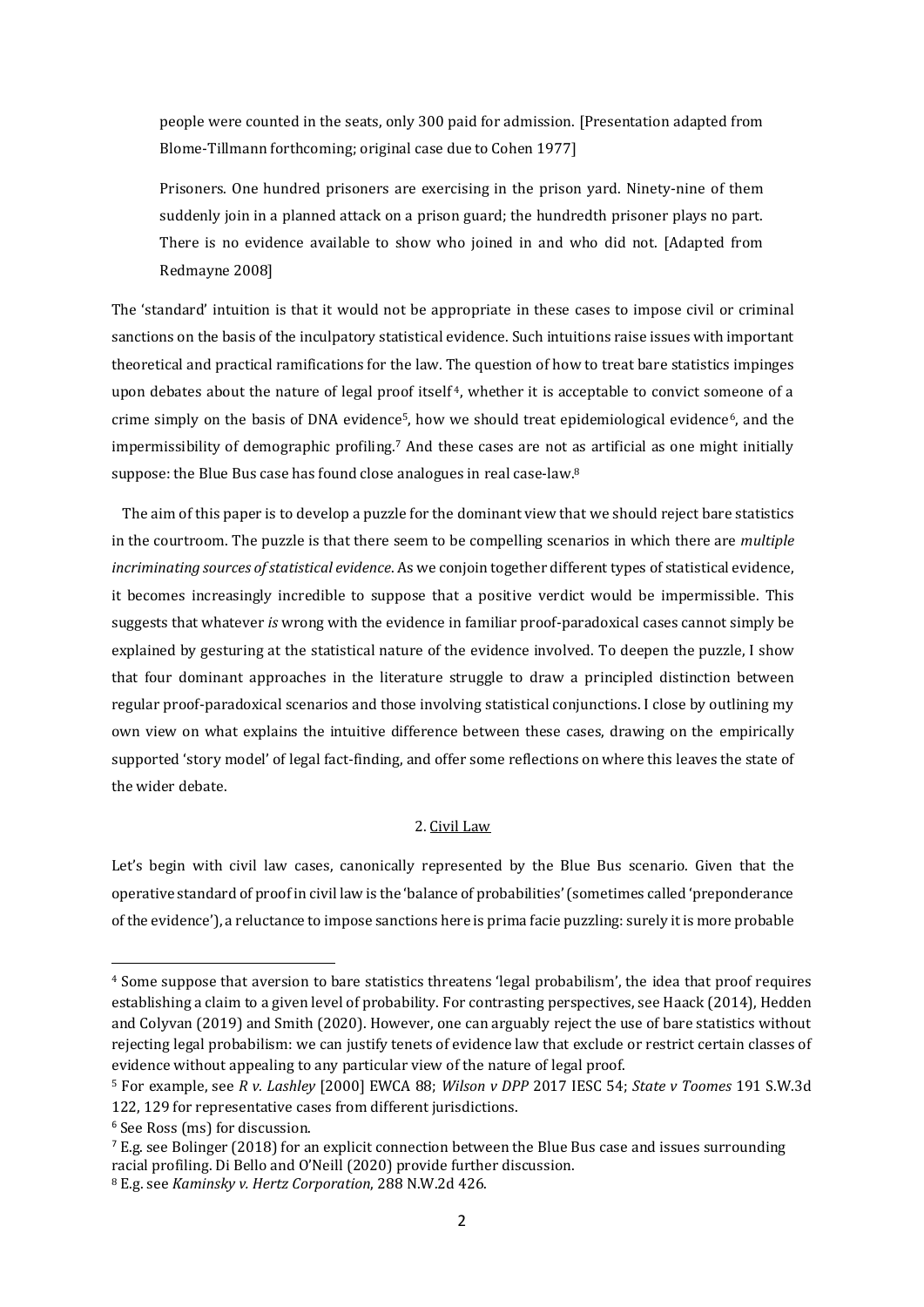people were counted in the seats, only 300 paid for admission. [Presentation adapted from Blome-Tillmann forthcoming; original case due to Cohen 1977]

Prisoners. One hundred prisoners are exercising in the prison yard. Ninety-nine of them suddenly join in a planned attack on a prison guard; the hundredth prisoner plays no part. There is no evidence available to show who joined in and who did not. [Adapted from Redmayne 2008]

The 'standard' intuition is that it would not be appropriate in these cases to impose civil or criminal sanctions on the basis of the inculpatory statistical evidence. Such intuitions raise issues with important theoretical and practical ramifications for the law. The question of how to treat bare statistics impinges upon debates about the nature of legal proof itself[4], whether it is acceptable to convict someone of a crime simply on the basis of DNA evidence[5], how we should treat epidemiological evidence[6], and the impermissibility of demographic profiling.[7] And these cases are not as artificial as one might initially suppose: the Blue Bus case has found close analogues in real case-law.[8]

The aim of this paper is to develop a puzzle for the dominant view that we should reject bare statistics in the courtroom. The puzzle is that there seem to be compelling scenarios in which there are *multiple incriminating sources of statistical evidence*. As we conjoin together different types of statistical evidence, it becomes increasingly incredible to suppose that a positive verdict would be impermissible. This suggests that whatever *is* wrong with the evidence in familiar proof-paradoxical cases cannot simply be explained by gesturing at the statistical nature of the evidence involved. To deepen the puzzle, I show that four dominant approaches in the literature struggle to draw a principled distinction between regular proof-paradoxical scenarios and those involving statistical conjunctions. I close by outlining my own view on what explains the intuitive difference between these cases, drawing on the empirically supported 'story model' of legal fact-finding, and offer some reflections on where this leaves the state of the wider debate.

## 2. Civil Law

Let's begin with civil law cases, canonically represented by the Blue Bus scenario. Given that the operative standard of proof in civil law is the 'balance of probabilities' (sometimes called 'preponderance of the evidence'), a reluctance to impose sanctions here is prima facie puzzling: surely it is more probable

---

[4] Some suppose that aversion to bare statistics threatens 'legal probabilism', the idea that proof requires establishing a claim to a given level of probability. For contrasting perspectives, see Haack (2014), Hedden and Colyvan (2019) and Smith (2020). However, one can arguably reject the use of bare statistics without rejecting legal probabilism: we can justify tenets of evidence law that exclude or restrict certain classes of evidence without appealing to any particular view of the nature of legal proof.

[5] For example, see *R v. Lashley* [2000] EWCA 88; *Wilson v DPP* 2017 IESC 54; *State v Toomes* 191 S.W.3d 122, 129 for representative cases from different jurisdictions.

[6] See Ross (ms) for discussion.

[7] E.g. see Bolinger (2018) for an explicit connection between the Blue Bus case and issues surrounding racial profiling. Di Bello and O'Neill (2020) provide further discussion.

[8] E.g. see *Kaminsky v. Hertz Corporation*, 288 N.W.2d 426.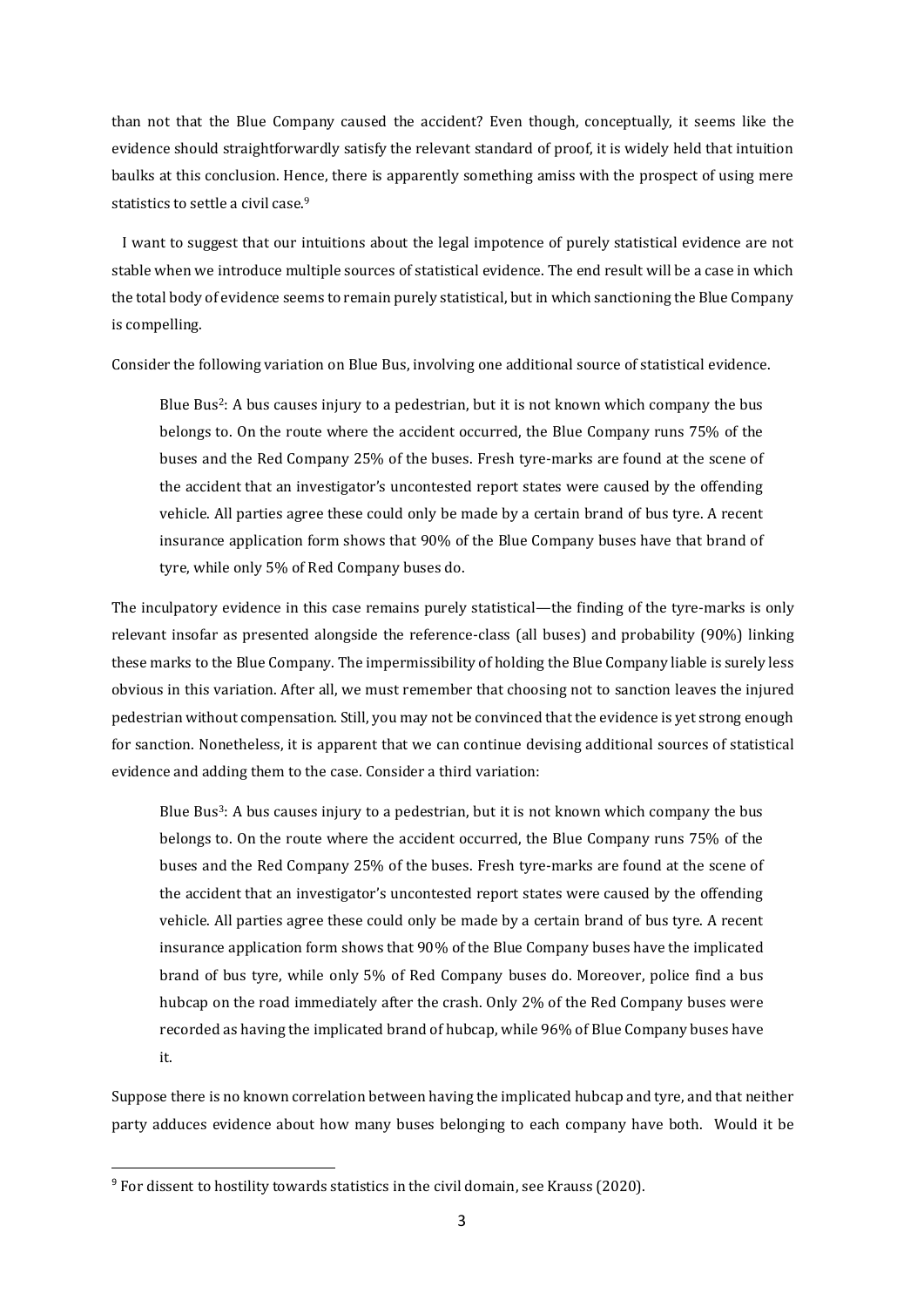than not that the Blue Company caused the accident? Even though, conceptually, it seems like the evidence should straightforwardly satisfy the relevant standard of proof, it is widely held that intuition baulks at this conclusion. Hence, there is apparently something amiss with the prospect of using mere statistics to settle a civil case.[9]

I want to suggest that our intuitions about the legal impotence of purely statistical evidence are not stable when we introduce multiple sources of statistical evidence. The end result will be a case in which the total body of evidence seems to remain purely statistical, but in which sanctioning the Blue Company is compelling.

Consider the following variation on Blue Bus, involving one additional source of statistical evidence.

> Blue Bus$^2$: A bus causes injury to a pedestrian, but it is not known which company the bus belongs to. On the route where the accident occurred, the Blue Company runs 75% of the buses and the Red Company 25% of the buses. Fresh tyre-marks are found at the scene of the accident that an investigator's uncontested report states were caused by the offending vehicle. All parties agree these could only be made by a certain brand of bus tyre. A recent insurance application form shows that 90% of the Blue Company buses have that brand of tyre, while only 5% of Red Company buses do.

The inculpatory evidence in this case remains purely statistical—the finding of the tyre-marks is only relevant insofar as presented alongside the reference-class (all buses) and probability (90%) linking these marks to the Blue Company. The impermissibility of holding the Blue Company liable is surely less obvious in this variation. After all, we must remember that choosing not to sanction leaves the injured pedestrian without compensation. Still, you may not be convinced that the evidence is yet strong enough for sanction. Nonetheless, it is apparent that we can continue devising additional sources of statistical evidence and adding them to the case. Consider a third variation:

> Blue Bus$^3$: A bus causes injury to a pedestrian, but it is not known which company the bus belongs to. On the route where the accident occurred, the Blue Company runs 75% of the buses and the Red Company 25% of the buses. Fresh tyre-marks are found at the scene of the accident that an investigator's uncontested report states were caused by the offending vehicle. All parties agree these could only be made by a certain brand of bus tyre. A recent insurance application form shows that 90% of the Blue Company buses have the implicated brand of bus tyre, while only 5% of Red Company buses do. Moreover, police find a bus hubcap on the road immediately after the crash. Only 2% of the Red Company buses were recorded as having the implicated brand of hubcap, while 96% of Blue Company buses have it.

Suppose there is no known correlation between having the implicated hubcap and tyre, and that neither party adduces evidence about how many buses belonging to each company have both. Would it be

[9] For dissent to hostility towards statistics in the civil domain, see Krauss (2020).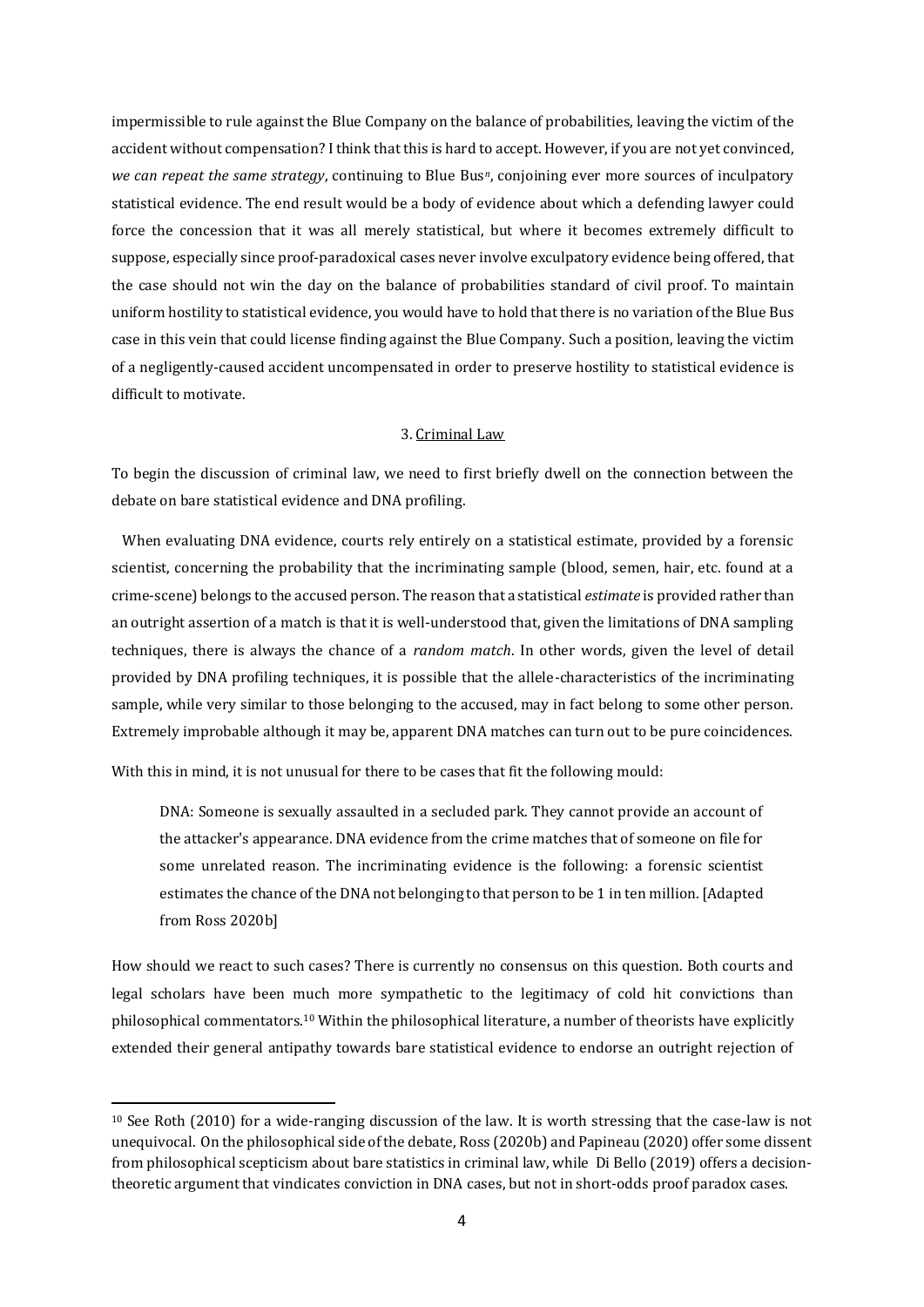impermissible to rule against the Blue Company on the balance of probabilities, leaving the victim of the accident without compensation? I think that this is hard to accept. However, if you are not yet convinced, *we can repeat the same strategy*, continuing to Blue Bus$^{n}$, conjoining ever more sources of inculpatory statistical evidence. The end result would be a body of evidence about which a defending lawyer could force the concession that it was all merely statistical, but where it becomes extremely difficult to suppose, especially since proof-paradoxical cases never involve exculpatory evidence being offered, that the case should not win the day on the balance of probabilities standard of civil proof. To maintain uniform hostility to statistical evidence, you would have to hold that there is no variation of the Blue Bus case in this vein that could license finding against the Blue Company. Such a position, leaving the victim of a negligently-caused accident uncompensated in order to preserve hostility to statistical evidence is difficult to motivate.

## 3. Criminal Law

To begin the discussion of criminal law, we need to first briefly dwell on the connection between the debate on bare statistical evidence and DNA profiling.

When evaluating DNA evidence, courts rely entirely on a statistical estimate, provided by a forensic scientist, concerning the probability that the incriminating sample (blood, semen, hair, etc. found at a crime-scene) belongs to the accused person. The reason that a statistical *estimate* is provided rather than an outright assertion of a match is that it is well-understood that, given the limitations of DNA sampling techniques, there is always the chance of a *random match*. In other words, given the level of detail provided by DNA profiling techniques, it is possible that the allele-characteristics of the incriminating sample, while very similar to those belonging to the accused, may in fact belong to some other person. Extremely improbable although it may be, apparent DNA matches can turn out to be pure coincidences.

With this in mind, it is not unusual for there to be cases that fit the following mould:

> DNA: Someone is sexually assaulted in a secluded park. They cannot provide an account of the attacker's appearance. DNA evidence from the crime matches that of someone on file for some unrelated reason. The incriminating evidence is the following: a forensic scientist estimates the chance of the DNA not belonging to that person to be 1 in ten million. [Adapted from Ross 2020b]

How should we react to such cases? There is currently no consensus on this question. Both courts and legal scholars have been much more sympathetic to the legitimacy of cold hit convictions than philosophical commentators.[10] Within the philosophical literature, a number of theorists have explicitly extended their general antipathy towards bare statistical evidence to endorse an outright rejection of

---

[10] See Roth (2010) for a wide-ranging discussion of the law. It is worth stressing that the case-law is not unequivocal. On the philosophical side of the debate, Ross (2020b) and Papineau (2020) offer some dissent from philosophical scepticism about bare statistics in criminal law, while Di Bello (2019) offers a decision-theoretic argument that vindicates conviction in DNA cases, but not in short-odds proof paradox cases.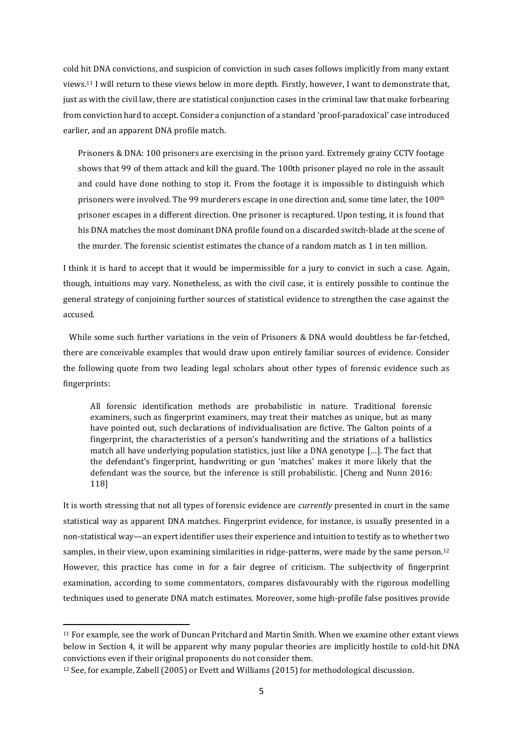cold hit DNA convictions, and suspicion of conviction in such cases follows implicitly from many extant views.[11] I will return to these views below in more depth. Firstly, however, I want to demonstrate that, just as with the civil law, there are statistical conjunction cases in the criminal law that make forbearing from conviction hard to accept. Consider a conjunction of a standard 'proof-paradoxical' case introduced earlier, and an apparent DNA profile match.

> Prisoners & DNA: 100 prisoners are exercising in the prison yard. Extremely grainy CCTV footage shows that 99 of them attack and kill the guard. The 100th prisoner played no role in the assault and could have done nothing to stop it. From the footage it is impossible to distinguish which prisoners were involved. The 99 murderers escape in one direction and, some time later, the 100th prisoner escapes in a different direction. One prisoner is recaptured. Upon testing, it is found that his DNA matches the most dominant DNA profile found on a discarded switch-blade at the scene of the murder. The forensic scientist estimates the chance of a random match as 1 in ten million.

I think it is hard to accept that it would be impermissible for a jury to convict in such a case. Again, though, intuitions may vary. Nonetheless, as with the civil case, it is entirely possible to continue the general strategy of conjoining further sources of statistical evidence to strengthen the case against the accused.

While some such further variations in the vein of Prisoners & DNA would doubtless be far-fetched, there are conceivable examples that would draw upon entirely familiar sources of evidence. Consider the following quote from two leading legal scholars about other types of forensic evidence such as fingerprints:

> All forensic identification methods are probabilistic in nature. Traditional forensic examiners, such as fingerprint examiners, may treat their matches as unique, but as many have pointed out, such declarations of individualisation are fictive. The Galton points of a fingerprint, the characteristics of a person's handwriting and the striations of a ballistics match all have underlying population statistics, just like a DNA genotype [...]. The fact that the defendant's fingerprint, handwriting or gun 'matches' makes it more likely that the defendant was the source, but the inference is still probabilistic. [Cheng and Nunn 2016: 118]

It is worth stressing that not all types of forensic evidence are *currently* presented in court in the same statistical way as apparent DNA matches. Fingerprint evidence, for instance, is usually presented in a non-statistical way—an expert identifier uses their experience and intuition to testify as to whether two samples, in their view, upon examining similarities in ridge-patterns, were made by the same person.[12] However, this practice has come in for a fair degree of criticism. The subjectivity of fingerprint examination, according to some commentators, compares disfavourably with the rigorous modelling techniques used to generate DNA match estimates. Moreover, some high-profile false positives provide

---

[11] For example, see the work of Duncan Pritchard and Martin Smith. When we examine other extant views below in Section 4, it will be apparent why many popular theories are implicitly hostile to cold-hit DNA convictions even if their original proponents do not consider them.

[12] See, for example, Zabell (2005) or Evett and Williams (2015) for methodological discussion.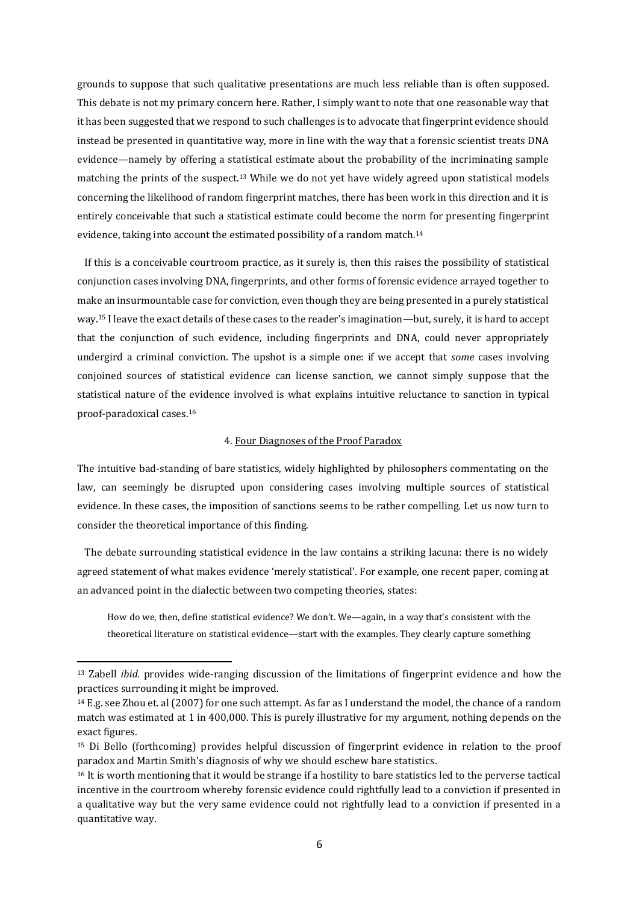grounds to suppose that such qualitative presentations are much less reliable than is often supposed. This debate is not my primary concern here. Rather, I simply want to note that one reasonable way that it has been suggested that we respond to such challenges is to advocate that fingerprint evidence should instead be presented in quantitative way, more in line with the way that a forensic scientist treats DNA evidence—namely by offering a statistical estimate about the probability of the incriminating sample matching the prints of the suspect.[13] While we do not yet have widely agreed upon statistical models concerning the likelihood of random fingerprint matches, there has been work in this direction and it is entirely conceivable that such a statistical estimate could become the norm for presenting fingerprint evidence, taking into account the estimated possibility of a random match.[14]

If this is a conceivable courtroom practice, as it surely is, then this raises the possibility of statistical conjunction cases involving DNA, fingerprints, and other forms of forensic evidence arrayed together to make an insurmountable case for conviction, even though they are being presented in a purely statistical way.[15] I leave the exact details of these cases to the reader's imagination—but, surely, it is hard to accept that the conjunction of such evidence, including fingerprints and DNA, could never appropriately undergird a criminal conviction. The upshot is a simple one: if we accept that *some* cases involving conjoined sources of statistical evidence can license sanction, we cannot simply suppose that the statistical nature of the evidence involved is what explains intuitive reluctance to sanction in typical proof-paradoxical cases.[16]

## 4. Four Diagnoses of the Proof Paradox

The intuitive bad-standing of bare statistics, widely highlighted by philosophers commentating on the law, can seemingly be disrupted upon considering cases involving multiple sources of statistical evidence. In these cases, the imposition of sanctions seems to be rather compelling. Let us now turn to consider the theoretical importance of this finding.

The debate surrounding statistical evidence in the law contains a striking lacuna: there is no widely agreed statement of what makes evidence 'merely statistical'. For example, one recent paper, coming at an advanced point in the dialectic between two competing theories, states:

> How do we, then, define statistical evidence? We don't. We—again, in a way that's consistent with the theoretical literature on statistical evidence—start with the examples. They clearly capture something

---

[13] Zabell *ibid.* provides wide-ranging discussion of the limitations of fingerprint evidence and how the practices surrounding it might be improved.

[14] E.g. see Zhou et. al (2007) for one such attempt. As far as I understand the model, the chance of a random match was estimated at 1 in 400,000. This is purely illustrative for my argument, nothing depends on the exact figures.

[15] Di Bello (forthcoming) provides helpful discussion of fingerprint evidence in relation to the proof paradox and Martin Smith's diagnosis of why we should eschew bare statistics.

[16] It is worth mentioning that it would be strange if a hostility to bare statistics led to the perverse tactical incentive in the courtroom whereby forensic evidence could rightfully lead to a conviction if presented in a qualitative way but the very same evidence could not rightfully lead to a conviction if presented in a quantitative way.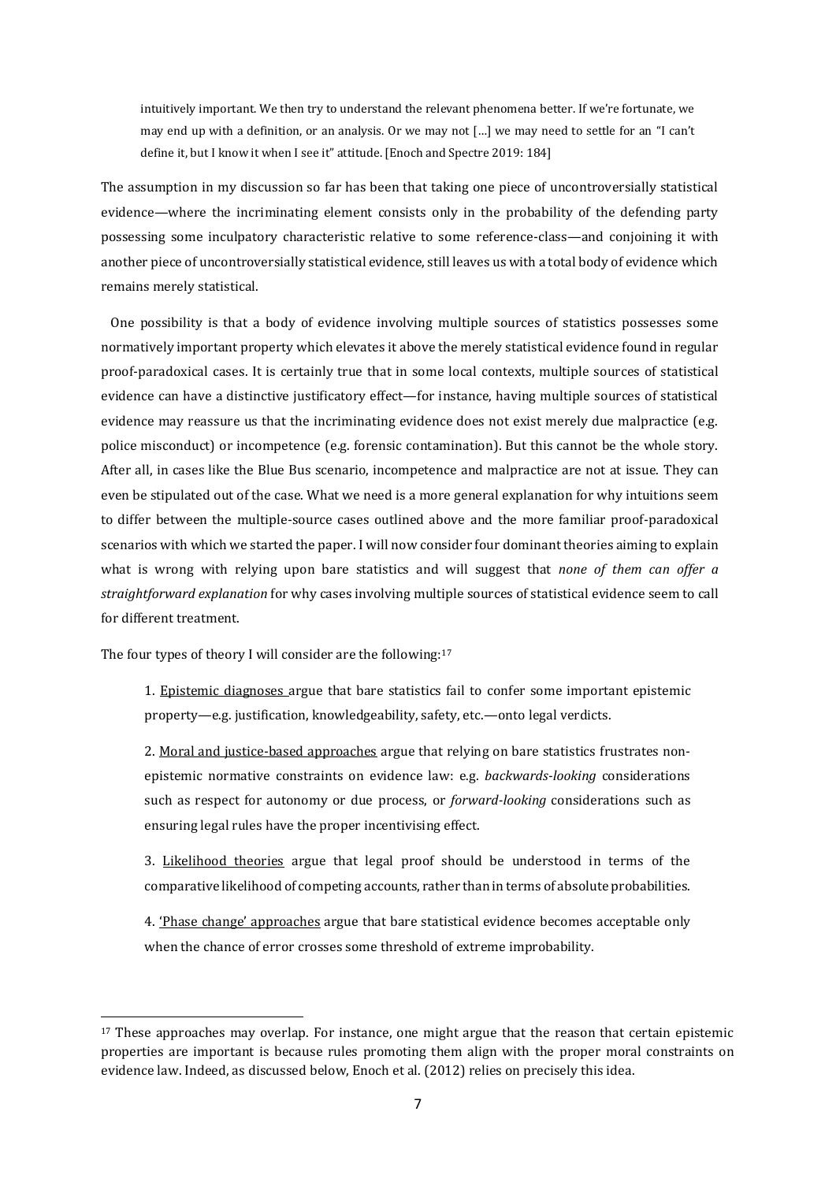> intuitively important. We then try to understand the relevant phenomena better. If we're fortunate, we may end up with a definition, or an analysis. Or we may not […] we may need to settle for an "I can't define it, but I know it when I see it" attitude. [Enoch and Spectre 2019: 184]

The assumption in my discussion so far has been that taking one piece of uncontroversially statistical evidence—where the incriminating element consists only in the probability of the defending party possessing some inculpatory characteristic relative to some reference-class—and conjoining it with another piece of uncontroversially statistical evidence, still leaves us with a total body of evidence which remains merely statistical.

One possibility is that a body of evidence involving multiple sources of statistics possesses some normatively important property which elevates it above the merely statistical evidence found in regular proof-paradoxical cases. It is certainly true that in some local contexts, multiple sources of statistical evidence can have a distinctive justificatory effect—for instance, having multiple sources of statistical evidence may reassure us that the incriminating evidence does not exist merely due malpractice (e.g. police misconduct) or incompetence (e.g. forensic contamination). But this cannot be the whole story. After all, in cases like the Blue Bus scenario, incompetence and malpractice are not at issue. They can even be stipulated out of the case. What we need is a more general explanation for why intuitions seem to differ between the multiple-source cases outlined above and the more familiar proof-paradoxical scenarios with which we started the paper. I will now consider four dominant theories aiming to explain what is wrong with relying upon bare statistics and will suggest that *none of them can offer a straightforward explanation* for why cases involving multiple sources of statistical evidence seem to call for different treatment.

The four types of theory I will consider are the following:[17]

> 1. Epistemic diagnoses argue that bare statistics fail to confer some important epistemic property—e.g. justification, knowledgeability, safety, etc.—onto legal verdicts.
>
> 2. Moral and justice-based approaches argue that relying on bare statistics frustrates non-epistemic normative constraints on evidence law: e.g. *backwards-looking* considerations such as respect for autonomy or due process, or *forward-looking* considerations such as ensuring legal rules have the proper incentivising effect.
>
> 3. Likelihood theories argue that legal proof should be understood in terms of the comparative likelihood of competing accounts, rather than in terms of absolute probabilities.
>
> 4. 'Phase change' approaches argue that bare statistical evidence becomes acceptable only when the chance of error crosses some threshold of extreme improbability.

---

[17] These approaches may overlap. For instance, one might argue that the reason that certain epistemic properties are important is because rules promoting them align with the proper moral constraints on evidence law. Indeed, as discussed below, Enoch et al. (2012) relies on precisely this idea.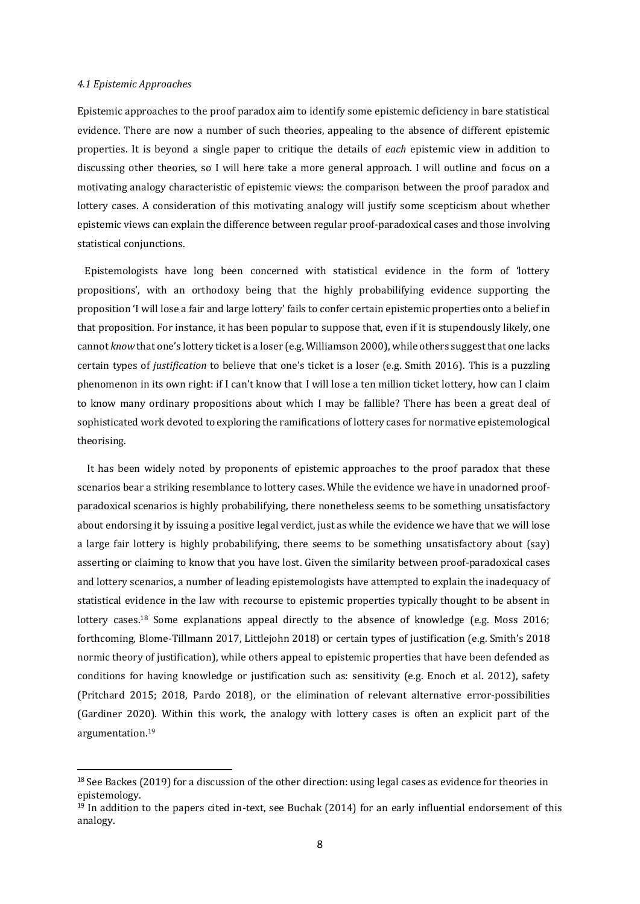### *4.1 Epistemic Approaches*

Epistemic approaches to the proof paradox aim to identify some epistemic deficiency in bare statistical evidence. There are now a number of such theories, appealing to the absence of different epistemic properties. It is beyond a single paper to critique the details of *each* epistemic view in addition to discussing other theories, so I will here take a more general approach. I will outline and focus on a motivating analogy characteristic of epistemic views: the comparison between the proof paradox and lottery cases. A consideration of this motivating analogy will justify some scepticism about whether epistemic views can explain the difference between regular proof-paradoxical cases and those involving statistical conjunctions.

Epistemologists have long been concerned with statistical evidence in the form of 'lottery propositions', with an orthodoxy being that the highly probabilifying evidence supporting the proposition 'I will lose a fair and large lottery' fails to confer certain epistemic properties onto a belief in that proposition. For instance, it has been popular to suppose that, even if it is stupendously likely, one cannot *know* that one's lottery ticket is a loser (e.g. Williamson 2000), while others suggest that one lacks certain types of *justification* to believe that one's ticket is a loser (e.g. Smith 2016). This is a puzzling phenomenon in its own right: if I can't know that I will lose a ten million ticket lottery, how can I claim to know many ordinary propositions about which I may be fallible? There has been a great deal of sophisticated work devoted to exploring the ramifications of lottery cases for normative epistemological theorising.

It has been widely noted by proponents of epistemic approaches to the proof paradox that these scenarios bear a striking resemblance to lottery cases. While the evidence we have in unadorned proof-paradoxical scenarios is highly probabilifying, there nonetheless seems to be something unsatisfactory about endorsing it by issuing a positive legal verdict, just as while the evidence we have that we will lose a large fair lottery is highly probabilifying, there seems to be something unsatisfactory about (say) asserting or claiming to know that you have lost. Given the similarity between proof-paradoxical cases and lottery scenarios, a number of leading epistemologists have attempted to explain the inadequacy of statistical evidence in the law with recourse to epistemic properties typically thought to be absent in lottery cases.[18] Some explanations appeal directly to the absence of knowledge (e.g. Moss 2016; forthcoming, Blome-Tillmann 2017, Littlejohn 2018) or certain types of justification (e.g. Smith's 2018 normic theory of justification), while others appeal to epistemic properties that have been defended as conditions for having knowledge or justification such as: sensitivity (e.g. Enoch et al. 2012), safety (Pritchard 2015; 2018, Pardo 2018), or the elimination of relevant alternative error-possibilities (Gardiner 2020). Within this work, the analogy with lottery cases is often an explicit part of the argumentation.[19]

[18] See Backes (2019) for a discussion of the other direction: using legal cases as evidence for theories in epistemology.

[19] In addition to the papers cited in-text, see Buchak (2014) for an early influential endorsement of this analogy.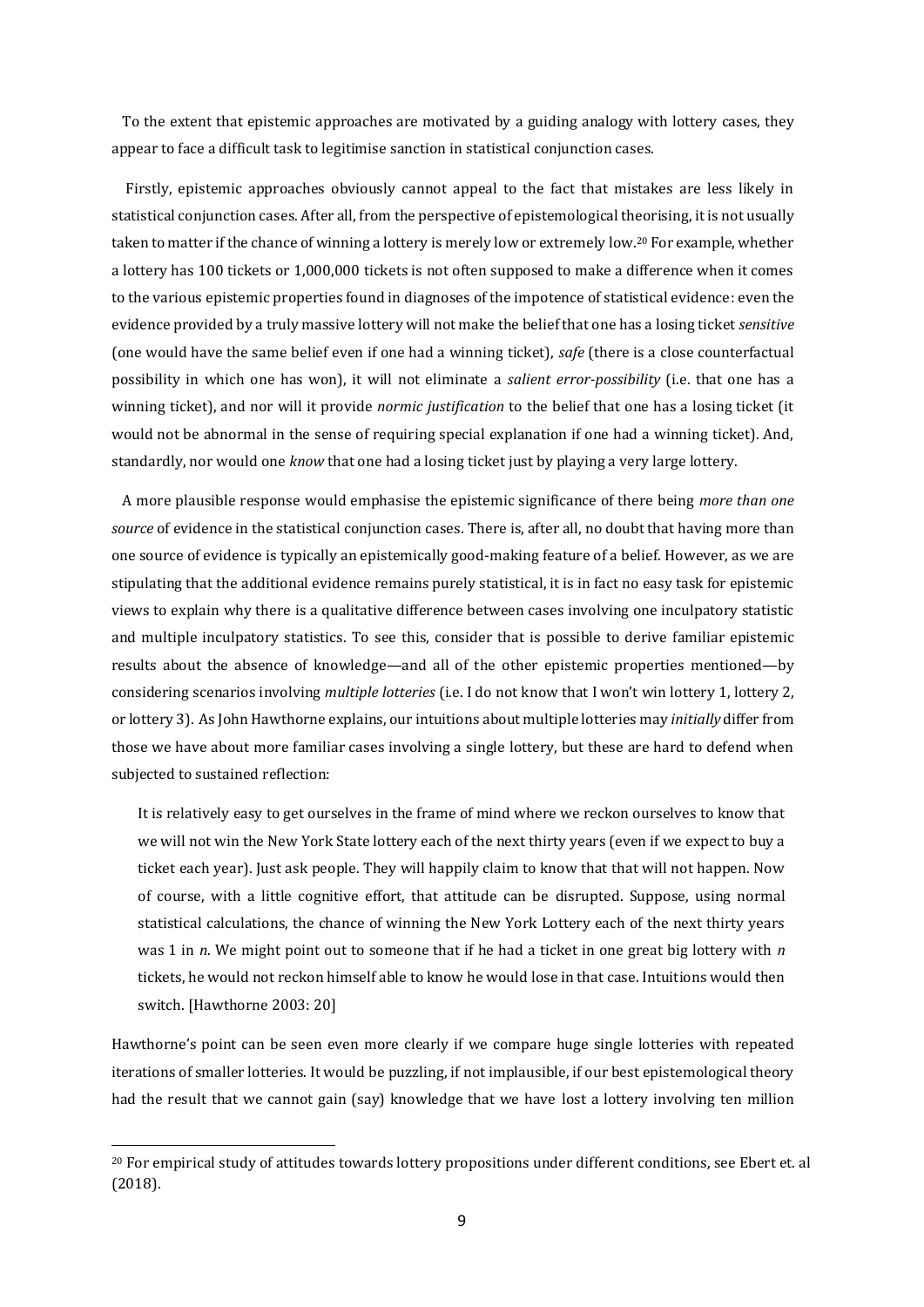To the extent that epistemic approaches are motivated by a guiding analogy with lottery cases, they appear to face a difficult task to legitimise sanction in statistical conjunction cases.

Firstly, epistemic approaches obviously cannot appeal to the fact that mistakes are less likely in statistical conjunction cases. After all, from the perspective of epistemological theorising, it is not usually taken to matter if the chance of winning a lottery is merely low or extremely low.[20] For example, whether a lottery has 100 tickets or 1,000,000 tickets is not often supposed to make a difference when it comes to the various epistemic properties found in diagnoses of the impotence of statistical evidence: even the evidence provided by a truly massive lottery will not make the belief that one has a losing ticket *sensitive* (one would have the same belief even if one had a winning ticket), *safe* (there is a close counterfactual possibility in which one has won), it will not eliminate a *salient error-possibility* (i.e. that one has a winning ticket), and nor will it provide *normic justification* to the belief that one has a losing ticket (it would not be abnormal in the sense of requiring special explanation if one had a winning ticket). And, standardly, nor would one *know* that one had a losing ticket just by playing a very large lottery.

A more plausible response would emphasise the epistemic significance of there being *more than one source* of evidence in the statistical conjunction cases. There is, after all, no doubt that having more than one source of evidence is typically an epistemically good-making feature of a belief. However, as we are stipulating that the additional evidence remains purely statistical, it is in fact no easy task for epistemic views to explain why there is a qualitative difference between cases involving one inculpatory statistic and multiple inculpatory statistics. To see this, consider that is possible to derive familiar epistemic results about the absence of knowledge—and all of the other epistemic properties mentioned—by considering scenarios involving *multiple lotteries* (i.e. I do not know that I won't win lottery 1, lottery 2, or lottery 3). As John Hawthorne explains, our intuitions about multiple lotteries may *initially* differ from those we have about more familiar cases involving a single lottery, but these are hard to defend when subjected to sustained reflection:

> It is relatively easy to get ourselves in the frame of mind where we reckon ourselves to know that we will not win the New York State lottery each of the next thirty years (even if we expect to buy a ticket each year). Just ask people. They will happily claim to know that that will not happen. Now of course, with a little cognitive effort, that attitude can be disrupted. Suppose, using normal statistical calculations, the chance of winning the New York Lottery each of the next thirty years was 1 in *n*. We might point out to someone that if he had a ticket in one great big lottery with *n* tickets, he would not reckon himself able to know he would lose in that case. Intuitions would then switch. [Hawthorne 2003: 20]

Hawthorne's point can be seen even more clearly if we compare huge single lotteries with repeated iterations of smaller lotteries. It would be puzzling, if not implausible, if our best epistemological theory had the result that we cannot gain (say) knowledge that we have lost a lottery involving ten million

---

[20] For empirical study of attitudes towards lottery propositions under different conditions, see Ebert et. al (2018).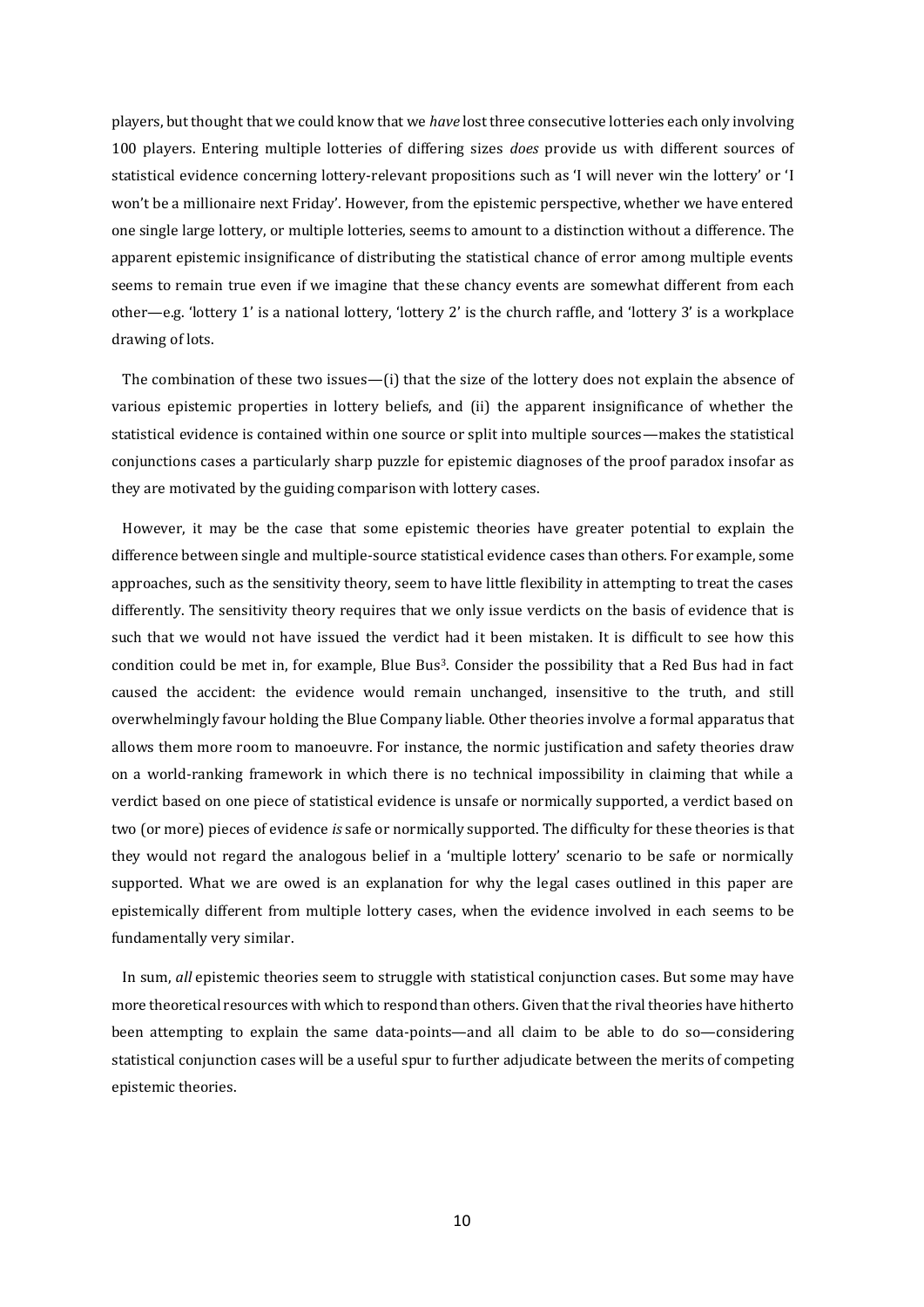players, but thought that we could know that we *have* lost three consecutive lotteries each only involving 100 players. Entering multiple lotteries of differing sizes *does* provide us with different sources of statistical evidence concerning lottery-relevant propositions such as 'I will never win the lottery' or 'I won't be a millionaire next Friday'. However, from the epistemic perspective, whether we have entered one single large lottery, or multiple lotteries, seems to amount to a distinction without a difference. The apparent epistemic insignificance of distributing the statistical chance of error among multiple events seems to remain true even if we imagine that these chancy events are somewhat different from each other—e.g. 'lottery 1' is a national lottery, 'lottery 2' is the church raffle, and 'lottery 3' is a workplace drawing of lots.

The combination of these two issues—(i) that the size of the lottery does not explain the absence of various epistemic properties in lottery beliefs, and (ii) the apparent insignificance of whether the statistical evidence is contained within one source or split into multiple sources—makes the statistical conjunctions cases a particularly sharp puzzle for epistemic diagnoses of the proof paradox insofar as they are motivated by the guiding comparison with lottery cases.

However, it may be the case that some epistemic theories have greater potential to explain the difference between single and multiple-source statistical evidence cases than others. For example, some approaches, such as the sensitivity theory, seem to have little flexibility in attempting to treat the cases differently. The sensitivity theory requires that we only issue verdicts on the basis of evidence that is such that we would not have issued the verdict had it been mistaken. It is difficult to see how this condition could be met in, for example, Blue Bus[3]. Consider the possibility that a Red Bus had in fact caused the accident: the evidence would remain unchanged, insensitive to the truth, and still overwhelmingly favour holding the Blue Company liable. Other theories involve a formal apparatus that allows them more room to manoeuvre. For instance, the normic justification and safety theories draw on a world-ranking framework in which there is no technical impossibility in claiming that while a verdict based on one piece of statistical evidence is unsafe or normically supported, a verdict based on two (or more) pieces of evidence *is* safe or normically supported. The difficulty for these theories is that they would not regard the analogous belief in a 'multiple lottery' scenario to be safe or normically supported. What we are owed is an explanation for why the legal cases outlined in this paper are epistemically different from multiple lottery cases, when the evidence involved in each seems to be fundamentally very similar.

In sum, *all* epistemic theories seem to struggle with statistical conjunction cases. But some may have more theoretical resources with which to respond than others. Given that the rival theories have hitherto been attempting to explain the same data-points—and all claim to be able to do so—considering statistical conjunction cases will be a useful spur to further adjudicate between the merits of competing epistemic theories.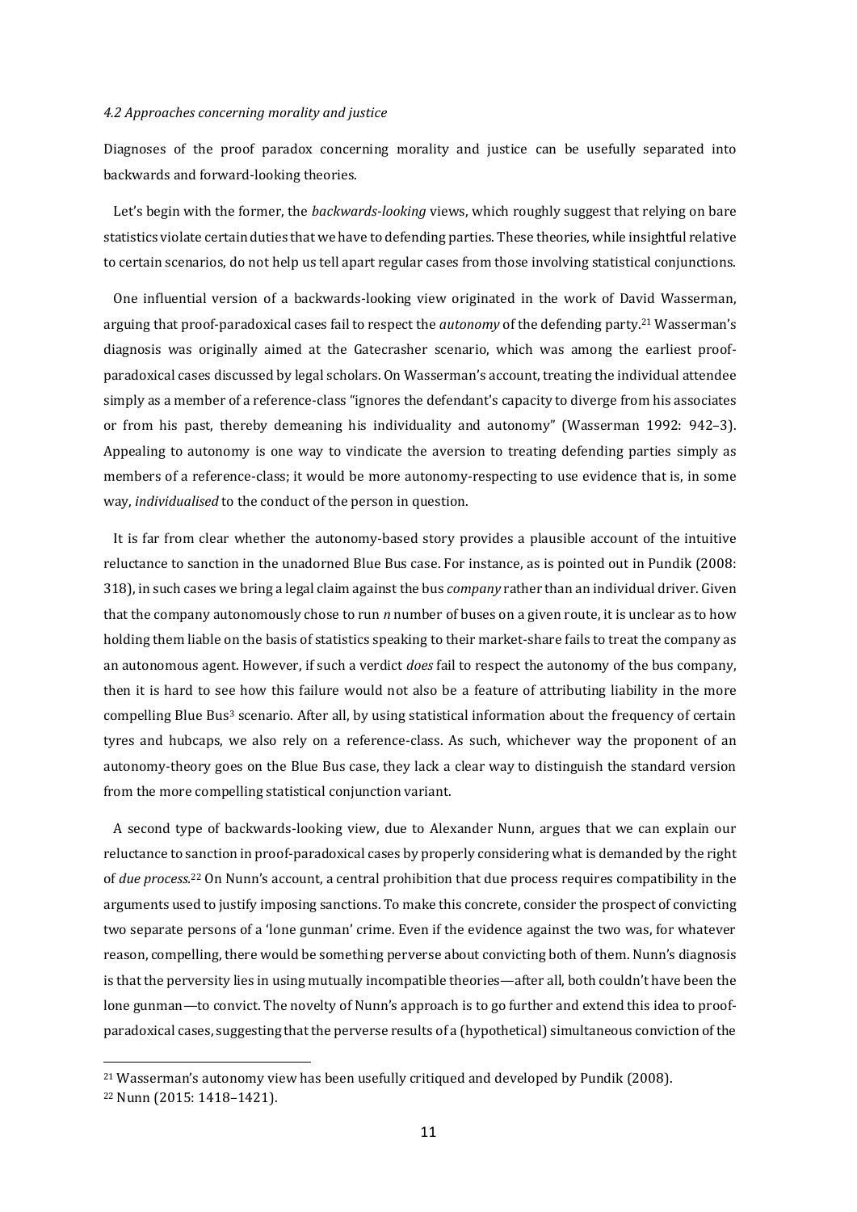### *4.2 Approaches concerning morality and justice*

Diagnoses of the proof paradox concerning morality and justice can be usefully separated into backwards and forward-looking theories.

Let's begin with the former, the *backwards-looking* views, which roughly suggest that relying on bare statistics violate certain duties that we have to defending parties. These theories, while insightful relative to certain scenarios, do not help us tell apart regular cases from those involving statistical conjunctions.

One influential version of a backwards-looking view originated in the work of David Wasserman, arguing that proof-paradoxical cases fail to respect the *autonomy* of the defending party.[21] Wasserman's diagnosis was originally aimed at the Gatecrasher scenario, which was among the earliest proof-paradoxical cases discussed by legal scholars. On Wasserman's account, treating the individual attendee simply as a member of a reference-class "ignores the defendant's capacity to diverge from his associates or from his past, thereby demeaning his individuality and autonomy" (Wasserman 1992: 942–3). Appealing to autonomy is one way to vindicate the aversion to treating defending parties simply as members of a reference-class; it would be more autonomy-respecting to use evidence that is, in some way, *individualised* to the conduct of the person in question.

It is far from clear whether the autonomy-based story provides a plausible account of the intuitive reluctance to sanction in the unadorned Blue Bus case. For instance, as is pointed out in Pundik (2008: 318), in such cases we bring a legal claim against the bus *company* rather than an individual driver. Given that the company autonomously chose to run *n* number of buses on a given route, it is unclear as to how holding them liable on the basis of statistics speaking to their market-share fails to treat the company as an autonomous agent. However, if such a verdict *does* fail to respect the autonomy of the bus company, then it is hard to see how this failure would not also be a feature of attributing liability in the more compelling Blue Bus[3] scenario. After all, by using statistical information about the frequency of certain tyres and hubcaps, we also rely on a reference-class. As such, whichever way the proponent of an autonomy-theory goes on the Blue Bus case, they lack a clear way to distinguish the standard version from the more compelling statistical conjunction variant.

A second type of backwards-looking view, due to Alexander Nunn, argues that we can explain our reluctance to sanction in proof-paradoxical cases by properly considering what is demanded by the right of *due process*.[22] On Nunn's account, a central prohibition that due process requires compatibility in the arguments used to justify imposing sanctions. To make this concrete, consider the prospect of convicting two separate persons of a 'lone gunman' crime. Even if the evidence against the two was, for whatever reason, compelling, there would be something perverse about convicting both of them. Nunn's diagnosis is that the perversity lies in using mutually incompatible theories—after all, both couldn't have been the lone gunman—to convict. The novelty of Nunn's approach is to go further and extend this idea to proof-paradoxical cases, suggesting that the perverse results of a (hypothetical) simultaneous conviction of the

---

[21] Wasserman's autonomy view has been usefully critiqued and developed by Pundik (2008).

[22] Nunn (2015: 1418–1421).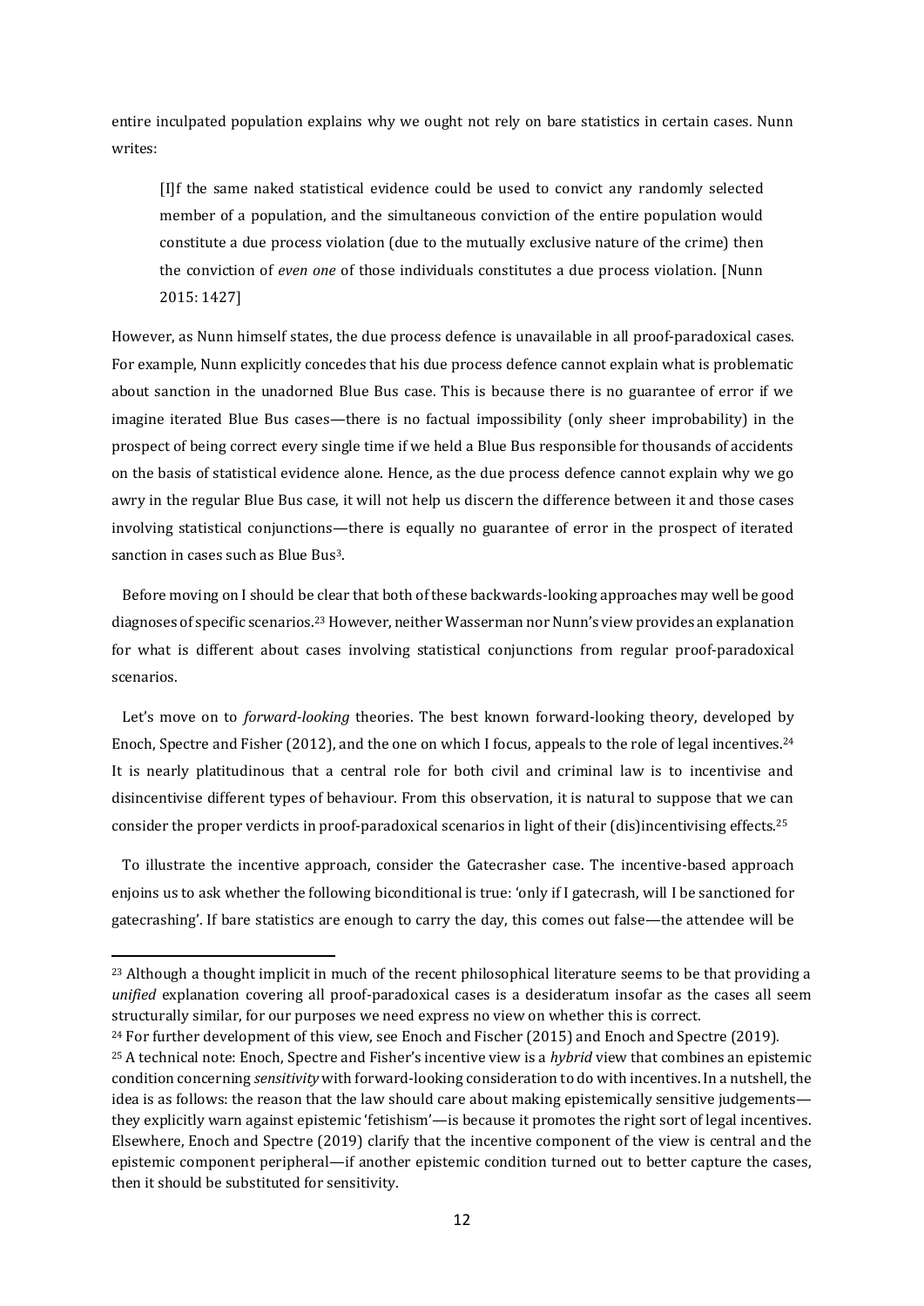entire inculpated population explains why we ought not rely on bare statistics in certain cases. Nunn writes:

> [I]f the same naked statistical evidence could be used to convict any randomly selected member of a population, and the simultaneous conviction of the entire population would constitute a due process violation (due to the mutually exclusive nature of the crime) then the conviction of *even one* of those individuals constitutes a due process violation. [Nunn 2015: 1427]

However, as Nunn himself states, the due process defence is unavailable in all proof-paradoxical cases. For example, Nunn explicitly concedes that his due process defence cannot explain what is problematic about sanction in the unadorned Blue Bus case. This is because there is no guarantee of error if we imagine iterated Blue Bus cases—there is no factual impossibility (only sheer improbability) in the prospect of being correct every single time if we held a Blue Bus responsible for thousands of accidents on the basis of statistical evidence alone. Hence, as the due process defence cannot explain why we go awry in the regular Blue Bus case, it will not help us discern the difference between it and those cases involving statistical conjunctions—there is equally no guarantee of error in the prospect of iterated sanction in cases such as Blue Bus[3].

Before moving on I should be clear that both of these backwards-looking approaches may well be good diagnoses of specific scenarios.[23] However, neither Wasserman nor Nunn's view provides an explanation for what is different about cases involving statistical conjunctions from regular proof-paradoxical scenarios.

Let's move on to *forward-looking* theories. The best known forward-looking theory, developed by Enoch, Spectre and Fisher (2012), and the one on which I focus, appeals to the role of legal incentives.[24] It is nearly platitudinous that a central role for both civil and criminal law is to incentivise and disincentivise different types of behaviour. From this observation, it is natural to suppose that we can consider the proper verdicts in proof-paradoxical scenarios in light of their (dis)incentivising effects.[25]

To illustrate the incentive approach, consider the Gatecrasher case. The incentive-based approach enjoins us to ask whether the following biconditional is true: 'only if I gatecrash, will I be sanctioned for gatecrashing'. If bare statistics are enough to carry the day, this comes out false—the attendee will be

---

[23] Although a thought implicit in much of the recent philosophical literature seems to be that providing a *unified* explanation covering all proof-paradoxical cases is a desideratum insofar as the cases all seem structurally similar, for our purposes we need express no view on whether this is correct.

[24] For further development of this view, see Enoch and Fischer (2015) and Enoch and Spectre (2019).

[25] A technical note: Enoch, Spectre and Fisher's incentive view is a *hybrid* view that combines an epistemic condition concerning *sensitivity* with forward-looking consideration to do with incentives. In a nutshell, the idea is as follows: the reason that the law should care about making epistemically sensitive judgements—they explicitly warn against epistemic 'fetishism'—is because it promotes the right sort of legal incentives. Elsewhere, Enoch and Spectre (2019) clarify that the incentive component of the view is central and the epistemic component peripheral—if another epistemic condition turned out to better capture the cases, then it should be substituted for sensitivity.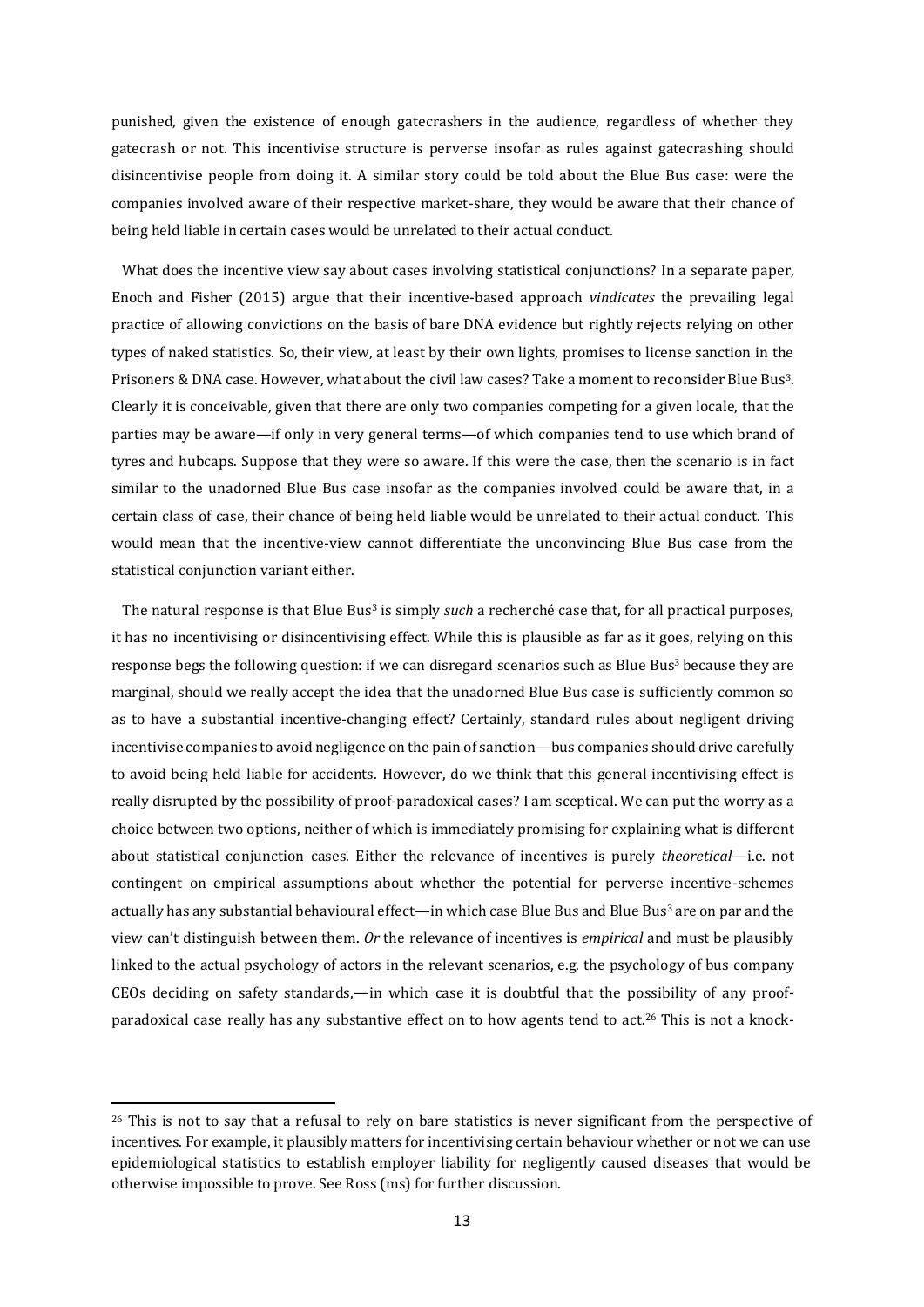punished, given the existence of enough gatecrashers in the audience, regardless of whether they gatecrash or not. This incentivise structure is perverse insofar as rules against gatecrashing should disincentivise people from doing it. A similar story could be told about the Blue Bus case: were the companies involved aware of their respective market-share, they would be aware that their chance of being held liable in certain cases would be unrelated to their actual conduct.

What does the incentive view say about cases involving statistical conjunctions? In a separate paper, Enoch and Fisher (2015) argue that their incentive-based approach *vindicates* the prevailing legal practice of allowing convictions on the basis of bare DNA evidence but rightly rejects relying on other types of naked statistics. So, their view, at least by their own lights, promises to license sanction in the Prisoners & DNA case. However, what about the civil law cases? Take a moment to reconsider Blue Bus$^3$. Clearly it is conceivable, given that there are only two companies competing for a given locale, that the parties may be aware—if only in very general terms—of which companies tend to use which brand of tyres and hubcaps. Suppose that they were so aware. If this were the case, then the scenario is in fact similar to the unadorned Blue Bus case insofar as the companies involved could be aware that, in a certain class of case, their chance of being held liable would be unrelated to their actual conduct. This would mean that the incentive-view cannot differentiate the unconvincing Blue Bus case from the statistical conjunction variant either.

The natural response is that Blue Bus$^3$ is simply *such* a recherché case that, for all practical purposes, it has no incentivising or disincentivising effect. While this is plausible as far as it goes, relying on this response begs the following question: if we can disregard scenarios such as Blue Bus$^3$ because they are marginal, should we really accept the idea that the unadorned Blue Bus case is sufficiently common so as to have a substantial incentive-changing effect? Certainly, standard rules about negligent driving incentivise companies to avoid negligence on the pain of sanction—bus companies should drive carefully to avoid being held liable for accidents. However, do we think that this general incentivising effect is really disrupted by the possibility of proof-paradoxical cases? I am sceptical. We can put the worry as a choice between two options, neither of which is immediately promising for explaining what is different about statistical conjunction cases. Either the relevance of incentives is purely *theoretical*—i.e. not contingent on empirical assumptions about whether the potential for perverse incentive-schemes actually has any substantial behavioural effect—in which case Blue Bus and Blue Bus$^3$ are on par and the view can't distinguish between them. *Or* the relevance of incentives is *empirical* and must be plausibly linked to the actual psychology of actors in the relevant scenarios, e.g. the psychology of bus company CEOs deciding on safety standards,—in which case it is doubtful that the possibility of any proof-paradoxical case really has any substantive effect on to how agents tend to act.[26] This is not a knock-

[26] This is not to say that a refusal to rely on bare statistics is never significant from the perspective of incentives. For example, it plausibly matters for incentivising certain behaviour whether or not we can use epidemiological statistics to establish employer liability for negligently caused diseases that would be otherwise impossible to prove. See Ross (ms) for further discussion.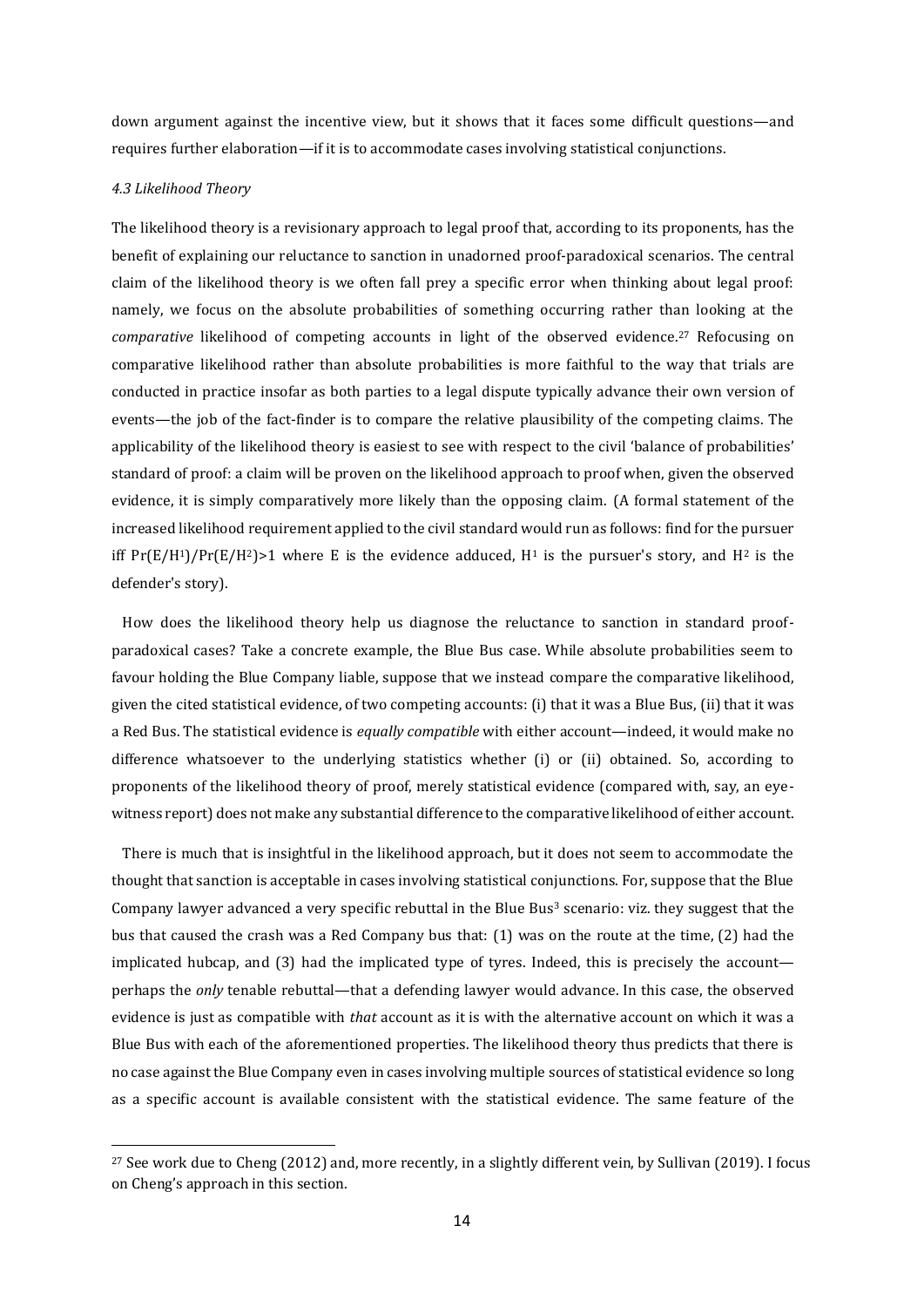down argument against the incentive view, but it shows that it faces some difficult questions—and requires further elaboration—if it is to accommodate cases involving statistical conjunctions.

### *4.3 Likelihood Theory*

The likelihood theory is a revisionary approach to legal proof that, according to its proponents, has the benefit of explaining our reluctance to sanction in unadorned proof-paradoxical scenarios. The central claim of the likelihood theory is we often fall prey a specific error when thinking about legal proof: namely, we focus on the absolute probabilities of something occurring rather than looking at the *comparative* likelihood of competing accounts in light of the observed evidence.[27] Refocusing on comparative likelihood rather than absolute probabilities is more faithful to the way that trials are conducted in practice insofar as both parties to a legal dispute typically advance their own version of events—the job of the fact-finder is to compare the relative plausibility of the competing claims. The applicability of the likelihood theory is easiest to see with respect to the civil 'balance of probabilities' standard of proof: a claim will be proven on the likelihood approach to proof when, given the observed evidence, it is simply comparatively more likely than the opposing claim. (A formal statement of the increased likelihood requirement applied to the civil standard would run as follows: find for the pursuer iff $Pr(E/H^1)/Pr(E/H^2)>1$ where E is the evidence adduced, $H^1$ is the pursuer's story, and $H^2$ is the defender's story).

How does the likelihood theory help us diagnose the reluctance to sanction in standard proof-paradoxical cases? Take a concrete example, the Blue Bus case. While absolute probabilities seem to favour holding the Blue Company liable, suppose that we instead compare the comparative likelihood, given the cited statistical evidence, of two competing accounts: (i) that it was a Blue Bus, (ii) that it was a Red Bus. The statistical evidence is *equally compatible* with either account—indeed, it would make no difference whatsoever to the underlying statistics whether (i) or (ii) obtained. So, according to proponents of the likelihood theory of proof, merely statistical evidence (compared with, say, an eye-witness report) does not make any substantial difference to the comparative likelihood of either account.

There is much that is insightful in the likelihood approach, but it does not seem to accommodate the thought that sanction is acceptable in cases involving statistical conjunctions. For, suppose that the Blue Company lawyer advanced a very specific rebuttal in the Blue Bus$^3$ scenario: viz. they suggest that the bus that caused the crash was a Red Company bus that: (1) was on the route at the time, (2) had the implicated hubcap, and (3) had the implicated type of tyres. Indeed, this is precisely the account—perhaps the *only* tenable rebuttal—that a defending lawyer would advance. In this case, the observed evidence is just as compatible with *that* account as it is with the alternative account on which it was a Blue Bus with each of the aforementioned properties. The likelihood theory thus predicts that there is no case against the Blue Company even in cases involving multiple sources of statistical evidence so long as a specific account is available consistent with the statistical evidence. The same feature of the

[27] See work due to Cheng (2012) and, more recently, in a slightly different vein, by Sullivan (2019). I focus on Cheng's approach in this section.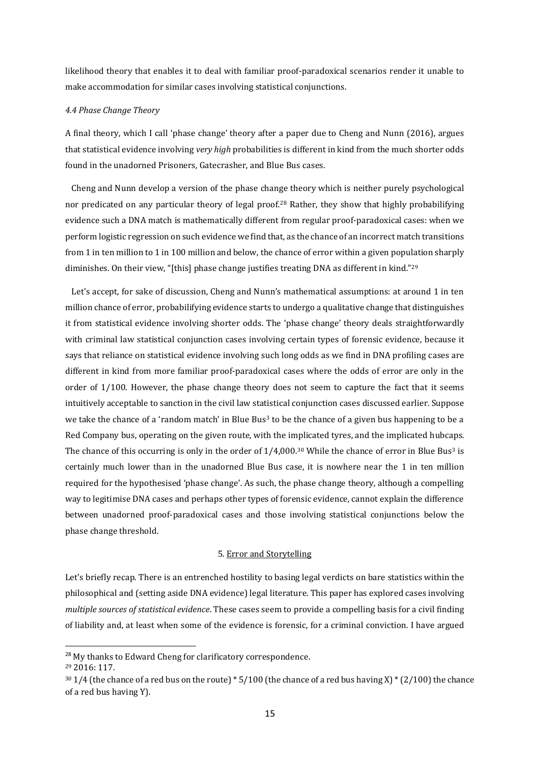likelihood theory that enables it to deal with familiar proof-paradoxical scenarios render it unable to make accommodation for similar cases involving statistical conjunctions.

### *4.4 Phase Change Theory*

A final theory, which I call 'phase change' theory after a paper due to Cheng and Nunn (2016), argues that statistical evidence involving *very high* probabilities is different in kind from the much shorter odds found in the unadorned Prisoners, Gatecrasher, and Blue Bus cases.

Cheng and Nunn develop a version of the phase change theory which is neither purely psychological nor predicated on any particular theory of legal proof.[28] Rather, they show that highly probabilifying evidence such a DNA match is mathematically different from regular proof-paradoxical cases: when we perform logistic regression on such evidence we find that, as the chance of an incorrect match transitions from 1 in ten million to 1 in 100 million and below, the chance of error within a given population sharply diminishes. On their view, "[this] phase change justifies treating DNA as different in kind."[29]

Let's accept, for sake of discussion, Cheng and Nunn's mathematical assumptions: at around 1 in ten million chance of error, probabilifying evidence starts to undergo a qualitative change that distinguishes it from statistical evidence involving shorter odds. The 'phase change' theory deals straightforwardly with criminal law statistical conjunction cases involving certain types of forensic evidence, because it says that reliance on statistical evidence involving such long odds as we find in DNA profiling cases are different in kind from more familiar proof-paradoxical cases where the odds of error are only in the order of 1/100. However, the phase change theory does not seem to capture the fact that it seems intuitively acceptable to sanction in the civil law statistical conjunction cases discussed earlier. Suppose we take the chance of a 'random match' in Blue Bus$^3$ to be the chance of a given bus happening to be a Red Company bus, operating on the given route, with the implicated tyres, and the implicated hubcaps. The chance of this occurring is only in the order of 1/4,000.[30] While the chance of error in Blue Bus$^3$ is certainly much lower than in the unadorned Blue Bus case, it is nowhere near the 1 in ten million required for the hypothesised 'phase change'. As such, the phase change theory, although a compelling way to legitimise DNA cases and perhaps other types of forensic evidence, cannot explain the difference between unadorned proof-paradoxical cases and those involving statistical conjunctions below the phase change threshold.

## 5. Error and Storytelling

Let's briefly recap. There is an entrenched hostility to basing legal verdicts on bare statistics within the philosophical and (setting aside DNA evidence) legal literature. This paper has explored cases involving *multiple sources of statistical evidence*. These cases seem to provide a compelling basis for a civil finding of liability and, at least when some of the evidence is forensic, for a criminal conviction. I have argued

---

[28] My thanks to Edward Cheng for clarificatory correspondence.

[29] 2016: 117.

[30] 1/4 (the chance of a red bus on the route) * 5/100 (the chance of a red bus having X) * (2/100) the chance of a red bus having Y).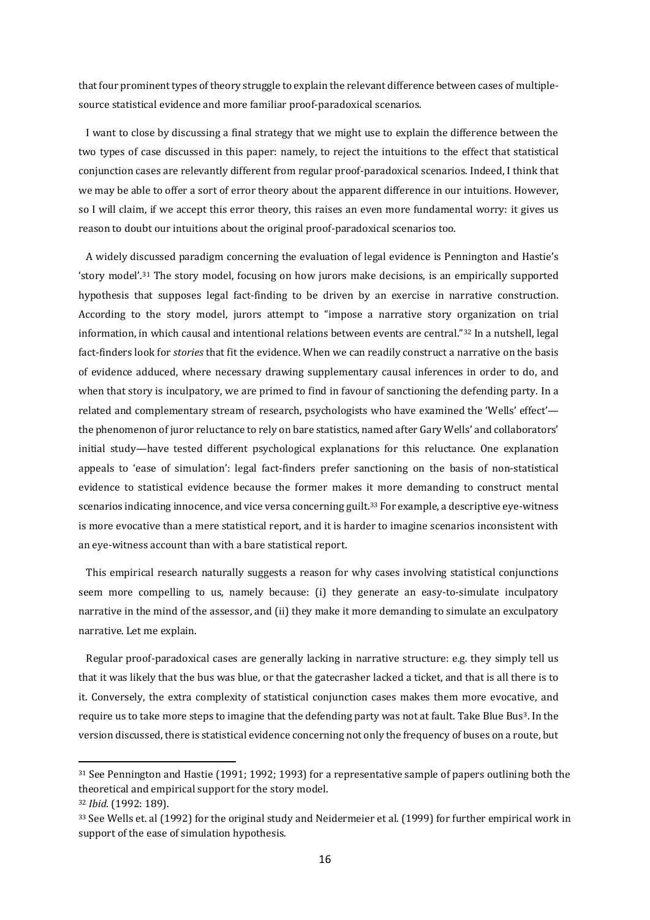that four prominent types of theory struggle to explain the relevant difference between cases of multiple-source statistical evidence and more familiar proof-paradoxical scenarios.

I want to close by discussing a final strategy that we might use to explain the difference between the two types of case discussed in this paper: namely, to reject the intuitions to the effect that statistical conjunction cases are relevantly different from regular proof-paradoxical scenarios. Indeed, I think that we may be able to offer a sort of error theory about the apparent difference in our intuitions. However, so I will claim, if we accept this error theory, this raises an even more fundamental worry: it gives us reason to doubt our intuitions about the original proof-paradoxical scenarios too.

A widely discussed paradigm concerning the evaluation of legal evidence is Pennington and Hastie's 'story model'.[31] The story model, focusing on how jurors make decisions, is an empirically supported hypothesis that supposes legal fact-finding to be driven by an exercise in narrative construction. According to the story model, jurors attempt to "impose a narrative story organization on trial information, in which causal and intentional relations between events are central."[32] In a nutshell, legal fact-finders look for *stories* that fit the evidence. When we can readily construct a narrative on the basis of evidence adduced, where necessary drawing supplementary causal inferences in order to do, and when that story is inculpatory, we are primed to find in favour of sanctioning the defending party. In a related and complementary stream of research, psychologists who have examined the 'Wells' effect'—the phenomenon of juror reluctance to rely on bare statistics, named after Gary Wells' and collaborators' initial study—have tested different psychological explanations for this reluctance. One explanation appeals to 'ease of simulation': legal fact-finders prefer sanctioning on the basis of non-statistical evidence to statistical evidence because the former makes it more demanding to construct mental scenarios indicating innocence, and vice versa concerning guilt.[33] For example, a descriptive eye-witness is more evocative than a mere statistical report, and it is harder to imagine scenarios inconsistent with an eye-witness account than with a bare statistical report.

This empirical research naturally suggests a reason for why cases involving statistical conjunctions seem more compelling to us, namely because: (i) they generate an easy-to-simulate inculpatory narrative in the mind of the assessor, and (ii) they make it more demanding to simulate an exculpatory narrative. Let me explain.

Regular proof-paradoxical cases are generally lacking in narrative structure: e.g. they simply tell us that it was likely that the bus was blue, or that the gatecrasher lacked a ticket, and that is all there is to it. Conversely, the extra complexity of statistical conjunction cases makes them more evocative, and require us to take more steps to imagine that the defending party was not at fault. Take Blue Bus[3]. In the version discussed, there is statistical evidence concerning not only the frequency of buses on a route, but

[31] See Pennington and Hastie (1991; 1992; 1993) for a representative sample of papers outlining both the theoretical and empirical support for the story model.

[32] *Ibid.* (1992: 189).

[33] See Wells et. al (1992) for the original study and Neidermeier et al. (1999) for further empirical work in support of the ease of simulation hypothesis.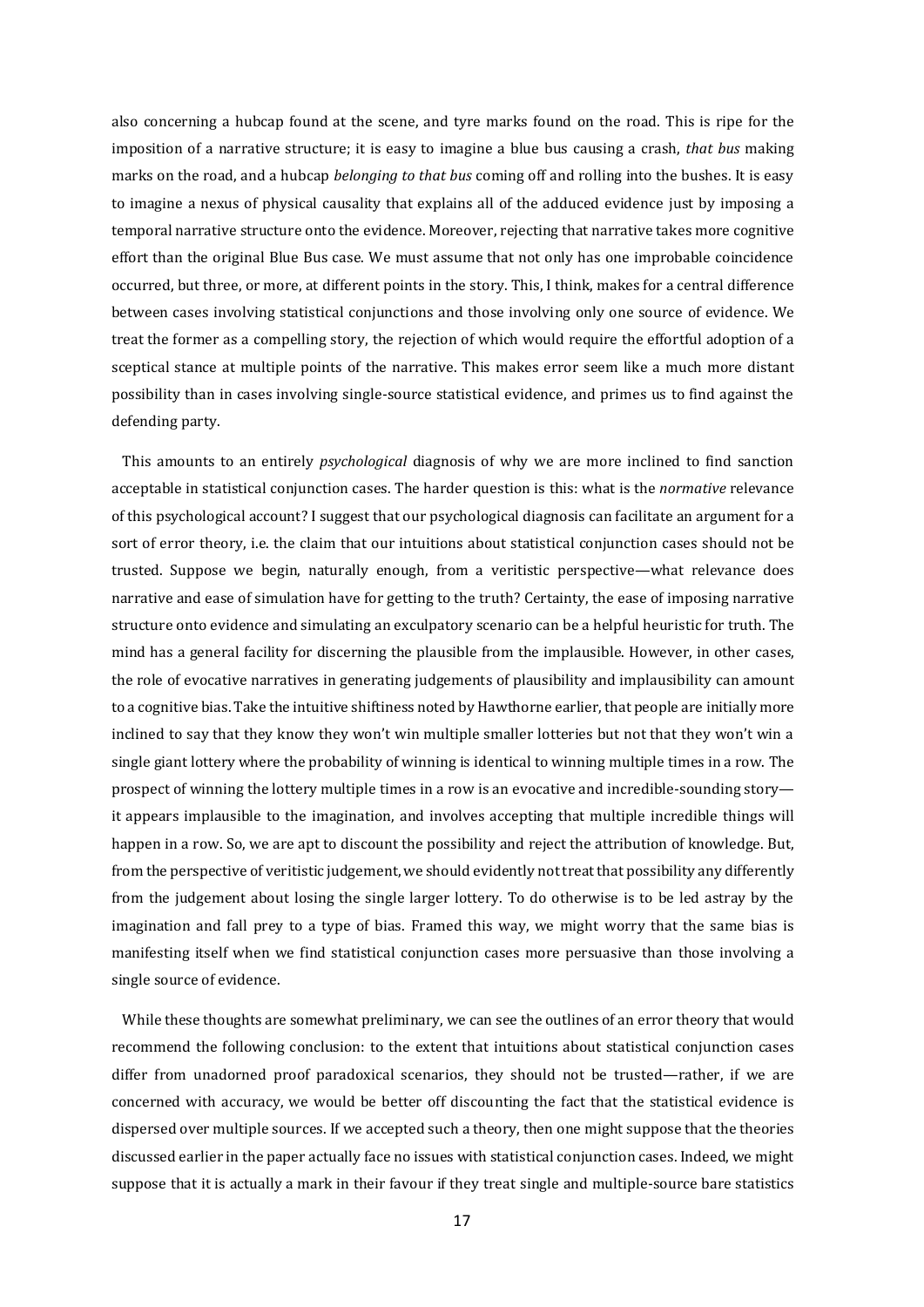also concerning a hubcap found at the scene, and tyre marks found on the road. This is ripe for the imposition of a narrative structure; it is easy to imagine a blue bus causing a crash, *that bus* making marks on the road, and a hubcap *belonging to that bus* coming off and rolling into the bushes. It is easy to imagine a nexus of physical causality that explains all of the adduced evidence just by imposing a temporal narrative structure onto the evidence. Moreover, rejecting that narrative takes more cognitive effort than the original Blue Bus case. We must assume that not only has one improbable coincidence occurred, but three, or more, at different points in the story. This, I think, makes for a central difference between cases involving statistical conjunctions and those involving only one source of evidence. We treat the former as a compelling story, the rejection of which would require the effortful adoption of a sceptical stance at multiple points of the narrative. This makes error seem like a much more distant possibility than in cases involving single-source statistical evidence, and primes us to find against the defending party.

This amounts to an entirely *psychological* diagnosis of why we are more inclined to find sanction acceptable in statistical conjunction cases. The harder question is this: what is the *normative* relevance of this psychological account? I suggest that our psychological diagnosis can facilitate an argument for a sort of error theory, i.e. the claim that our intuitions about statistical conjunction cases should not be trusted. Suppose we begin, naturally enough, from a veritistic perspective—what relevance does narrative and ease of simulation have for getting to the truth? Certainty, the ease of imposing narrative structure onto evidence and simulating an exculpatory scenario can be a helpful heuristic for truth. The mind has a general facility for discerning the plausible from the implausible. However, in other cases, the role of evocative narratives in generating judgements of plausibility and implausibility can amount to a cognitive bias. Take the intuitive shiftiness noted by Hawthorne earlier, that people are initially more inclined to say that they know they won't win multiple smaller lotteries but not that they won't win a single giant lottery where the probability of winning is identical to winning multiple times in a row. The prospect of winning the lottery multiple times in a row is an evocative and incredible-sounding story—it appears implausible to the imagination, and involves accepting that multiple incredible things will happen in a row. So, we are apt to discount the possibility and reject the attribution of knowledge. But, from the perspective of veritistic judgement, we should evidently not treat that possibility any differently from the judgement about losing the single larger lottery. To do otherwise is to be led astray by the imagination and fall prey to a type of bias. Framed this way, we might worry that the same bias is manifesting itself when we find statistical conjunction cases more persuasive than those involving a single source of evidence.

While these thoughts are somewhat preliminary, we can see the outlines of an error theory that would recommend the following conclusion: to the extent that intuitions about statistical conjunction cases differ from unadorned proof paradoxical scenarios, they should not be trusted—rather, if we are concerned with accuracy, we would be better off discounting the fact that the statistical evidence is dispersed over multiple sources. If we accepted such a theory, then one might suppose that the theories discussed earlier in the paper actually face no issues with statistical conjunction cases. Indeed, we might suppose that it is actually a mark in their favour if they treat single and multiple-source bare statistics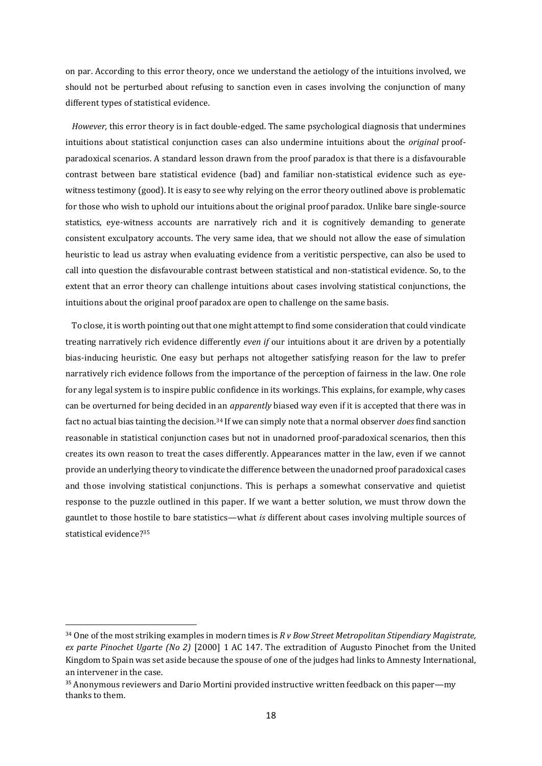on par. According to this error theory, once we understand the aetiology of the intuitions involved, we should not be perturbed about refusing to sanction even in cases involving the conjunction of many different types of statistical evidence.

*However,* this error theory is in fact double-edged. The same psychological diagnosis that undermines intuitions about statistical conjunction cases can also undermine intuitions about the *original* proof-paradoxical scenarios. A standard lesson drawn from the proof paradox is that there is a disfavourable contrast between bare statistical evidence (bad) and familiar non-statistical evidence such as eye-witness testimony (good). It is easy to see why relying on the error theory outlined above is problematic for those who wish to uphold our intuitions about the original proof paradox. Unlike bare single-source statistics, eye-witness accounts are narratively rich and it is cognitively demanding to generate consistent exculpatory accounts. The very same idea, that we should not allow the ease of simulation heuristic to lead us astray when evaluating evidence from a veritistic perspective, can also be used to call into question the disfavourable contrast between statistical and non-statistical evidence. So, to the extent that an error theory can challenge intuitions about cases involving statistical conjunctions, the intuitions about the original proof paradox are open to challenge on the same basis.

To close, it is worth pointing out that one might attempt to find some consideration that could vindicate treating narratively rich evidence differently *even if* our intuitions about it are driven by a potentially bias-inducing heuristic. One easy but perhaps not altogether satisfying reason for the law to prefer narratively rich evidence follows from the importance of the perception of fairness in the law. One role for any legal system is to inspire public confidence in its workings. This explains, for example, why cases can be overturned for being decided in an *apparently* biased way even if it is accepted that there was in fact no actual bias tainting the decision.[34] If we can simply note that a normal observer *does* find sanction reasonable in statistical conjunction cases but not in unadorned proof-paradoxical scenarios, then this creates its own reason to treat the cases differently. Appearances matter in the law, even if we cannot provide an underlying theory to vindicate the difference between the unadorned proof paradoxical cases and those involving statistical conjunctions. This is perhaps a somewhat conservative and quietist response to the puzzle outlined in this paper. If we want a better solution, we must throw down the gauntlet to those hostile to bare statistics—what *is* different about cases involving multiple sources of statistical evidence?[35]

---

[34] One of the most striking examples in modern times is *R v Bow Street Metropolitan Stipendiary Magistrate, ex parte Pinochet Ugarte (No 2)* [2000] 1 AC 147. The extradition of Augusto Pinochet from the United Kingdom to Spain was set aside because the spouse of one of the judges had links to Amnesty International, an intervener in the case.

[35] Anonymous reviewers and Dario Mortini provided instructive written feedback on this paper—my thanks to them.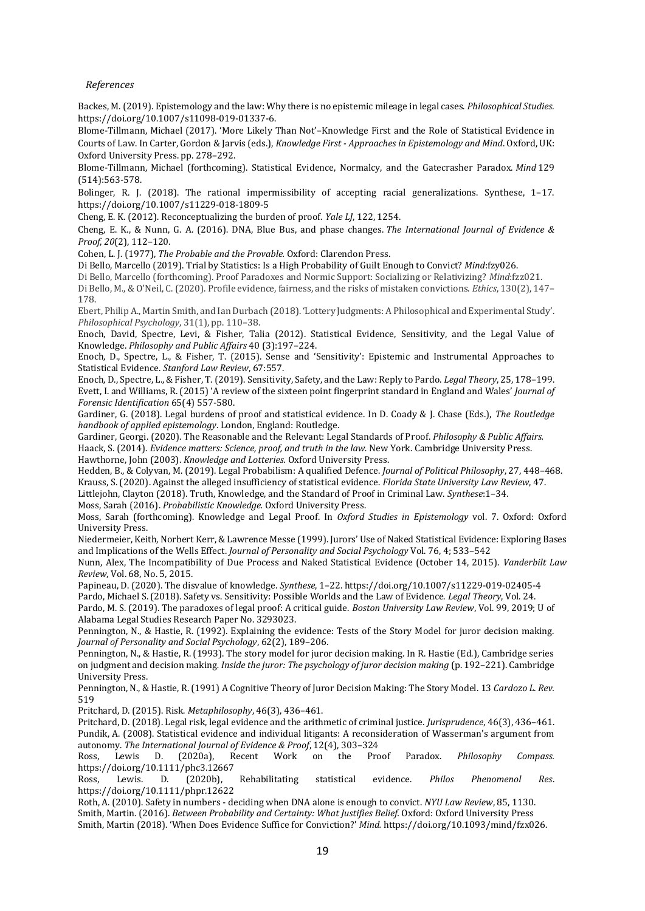*References*

Backes, M. (2019). Epistemology and the law: Why there is no epistemic mileage in legal cases. *Philosophical Studies*. https://doi.org/10.1007/s11098-019-01337-6.

Blome-Tillmann, Michael (2017). 'More Likely Than Not'–Knowledge First and the Role of Statistical Evidence in Courts of Law. In Carter, Gordon & Jarvis (eds.), *Knowledge First - Approaches in Epistemology and Mind*. Oxford, UK: Oxford University Press. pp. 278–292.

Blome-Tillmann, Michael (forthcoming). Statistical Evidence, Normalcy, and the Gatecrasher Paradox. *Mind* 129 (514):563-578.

Bolinger, R. J. (2018). The rational impermissibility of accepting racial generalizations. Synthese, 1–17. https://doi.org/10.1007/s11229-018-1809-5

Cheng, E. K. (2012). Reconceptualizing the burden of proof. *Yale LJ*, 122, 1254.

Cheng, E. K., & Nunn, G. A. (2016). DNA, Blue Bus, and phase changes. *The International Journal of Evidence & Proof*, *20*(2), 112–120.

Cohen, L. J. (1977), *The Probable and the Provable.* Oxford: Clarendon Press.

Di Bello, Marcello (2019). Trial by Statistics: Is a High Probability of Guilt Enough to Convict? *Mind*:fzy026.

Di Bello, Marcello (forthcoming). Proof Paradoxes and Normic Support: Socializing or Relativizing? *Mind*:fzz021.

Di Bello, M., & O'Neil, C. (2020). Profile evidence, fairness, and the risks of mistaken convictions. *Ethics*, 130(2), 147–178.

Ebert, Philip A., Martin Smith, and Ian Durbach (2018). 'Lottery Judgments: A Philosophical and Experimental Study'. *Philosophical Psychology*, 31(1), pp. 110–38.

Enoch, David, Spectre, Levi, & Fisher, Talia (2012). Statistical Evidence, Sensitivity, and the Legal Value of Knowledge. *Philosophy and Public Affairs* 40 (3):197–224.

Enoch, D., Spectre, L., & Fisher, T. (2015). Sense and 'Sensitivity': Epistemic and Instrumental Approaches to Statistical Evidence. *Stanford Law Review*, 67:557.

Enoch, D., Spectre, L., & Fisher, T. (2019). Sensitivity, Safety, and the Law: Reply to Pardo. *Legal Theory*, 25, 178–199.

Evett, I. and Williams, R. (2015) 'A review of the sixteen point fingerprint standard in England and Wales' *Journal of Forensic Identification* 65(4) 557-580.

Gardiner, G. (2018). Legal burdens of proof and statistical evidence. In D. Coady & J. Chase (Eds.), *The Routledge handbook of applied epistemology*. London, England: Routledge.

Gardiner, Georgi. (2020). The Reasonable and the Relevant: Legal Standards of Proof. *Philosophy & Public Affairs*.

Haack, S. (2014). *Evidence matters: Science, proof, and truth in the law.* New York. Cambridge University Press.

Hawthorne, John (2003). *Knowledge and Lotteries.* Oxford University Press.

Hedden, B., & Colyvan, M. (2019). Legal Probabilism: A qualified Defence. *Journal of Political Philosophy*, 27, 448–468.

Krauss, S. (2020). Against the alleged insufficiency of statistical evidence. *Florida State University Law Review*, 47.

Littlejohn, Clayton (2018). Truth, Knowledge, and the Standard of Proof in Criminal Law. *Synthese*:1–34.

Moss, Sarah (2016). *Probabilistic Knowledge.* Oxford University Press.

Moss, Sarah (forthcoming). Knowledge and Legal Proof. In *Oxford Studies in Epistemology* vol. 7. Oxford: Oxford University Press.

Niedermeier, Keith, Norbert Kerr, & Lawrence Messe (1999). Jurors' Use of Naked Statistical Evidence: Exploring Bases and Implications of the Wells Effect. *Journal of Personality and Social Psychology* Vol. 76, 4; 533–542

Nunn, Alex, The Incompatibility of Due Process and Naked Statistical Evidence (October 14, 2015). *Vanderbilt Law Review*, Vol. 68, No. 5, 2015.

Papineau, D. (2020). The disvalue of knowledge. *Synthese*, 1–22. https://doi.org/10.1007/s11229-019-02405-4

Pardo, Michael S. (2018). Safety vs. Sensitivity: Possible Worlds and the Law of Evidence. *Legal Theory*, Vol. 24.

Pardo, M. S. (2019). The paradoxes of legal proof: A critical guide. *Boston University Law Review*, Vol. 99, 2019; U of Alabama Legal Studies Research Paper No. 3293023.

Pennington, N., & Hastie, R. (1992). Explaining the evidence: Tests of the Story Model for juror decision making. *Journal of Personality and Social Psychology*, 62(2), 189–206.

Pennington, N., & Hastie, R. (1993). The story model for juror decision making. In R. Hastie (Ed.), Cambridge series on judgment and decision making. *Inside the juror: The psychology of juror decision making* (p. 192–221). Cambridge University Press.

Pennington, N., & Hastie, R. (1991) A Cognitive Theory of Juror Decision Making: The Story Model. 13 *Cardozo L. Rev.* 519

Pritchard, D. (2015). Risk. *Metaphilosophy*, 46(3), 436–461.

Pritchard, D. (2018). Legal risk, legal evidence and the arithmetic of criminal justice. *Jurisprudence*, 46(3), 436–461.

Pundik, A. (2008). Statistical evidence and individual litigants: A reconsideration of Wasserman's argument from autonomy. *The International Journal of Evidence & Proof*, 12(4), 303–324

Ross, Lewis D. (2020a), Recent Work on the Proof Paradox. *Philosophy Compass.* https://doi.org/10.1111/phc3.12667

Ross, Lewis. D. (2020b), Rehabilitating statistical evidence. *Philos Phenomenol Res*. https://doi.org/10.1111/phpr.12622

Roth, A. (2010). Safety in numbers - deciding when DNA alone is enough to convict. *NYU Law Review*, 85, 1130.

Smith, Martin. (2016). *Between Probability and Certainty: What Justifies Belief.* Oxford: Oxford University Press

Smith, Martin (2018). 'When Does Evidence Suffice for Conviction?' *Mind.* https://doi.org/10.1093/mind/fzx026.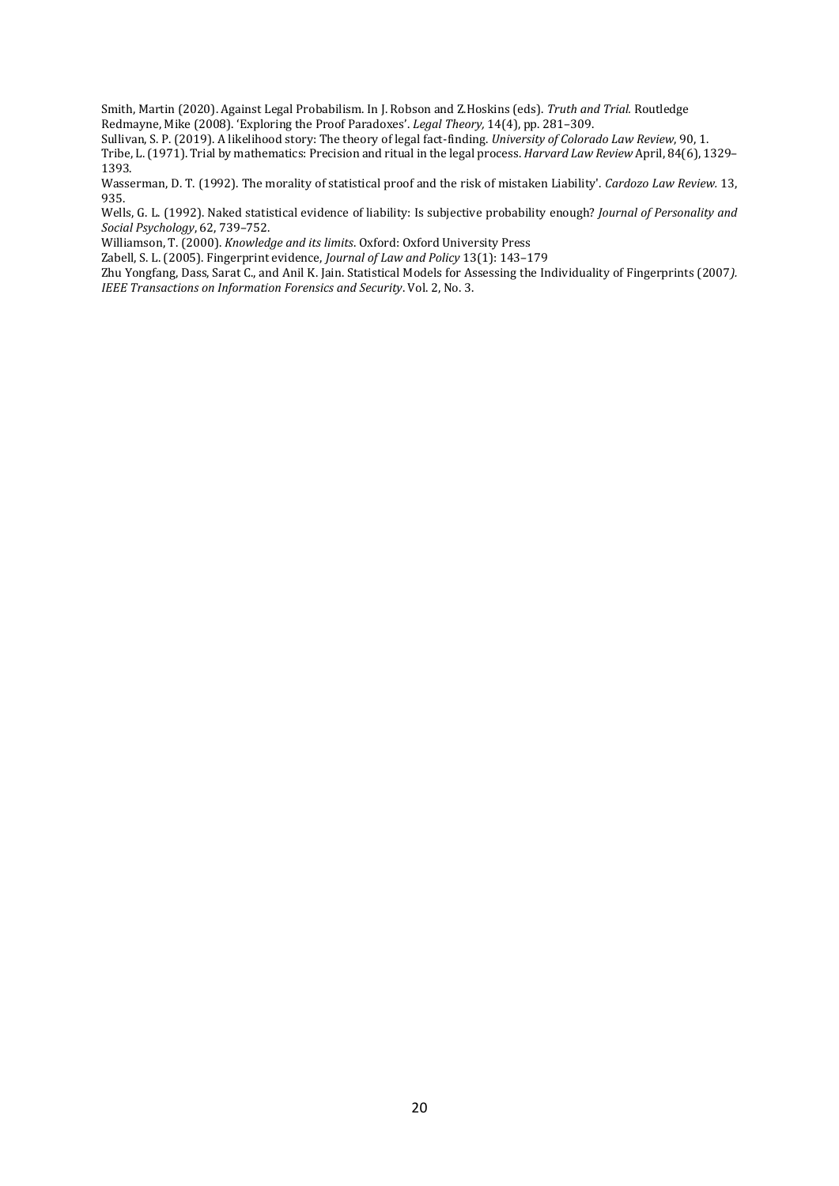Smith, Martin (2020). Against Legal Probabilism. In J. Robson and Z.Hoskins (eds). *Truth and Trial.* Routledge

Redmayne, Mike (2008). 'Exploring the Proof Paradoxes'. *Legal Theory,* 14(4), pp. 281–309.

Sullivan, S. P. (2019). A likelihood story: The theory of legal fact-finding. *University of Colorado Law Review*, 90, 1.

Tribe, L. (1971). Trial by mathematics: Precision and ritual in the legal process. *Harvard Law Review* April, 84(6), 1329–1393.

Wasserman, D. T. (1992). The morality of statistical proof and the risk of mistaken Liability'. *Cardozo Law Review*. 13, 935.

Wells, G. L. (1992). Naked statistical evidence of liability: Is subjective probability enough? *Journal of Personality and Social Psychology*, 62, 739–752.

Williamson, T. (2000). *Knowledge and its limits*. Oxford: Oxford University Press

Zabell, S. L. (2005). Fingerprint evidence, *Journal of Law and Policy* 13(1): 143–179

Zhu Yongfang, Dass, Sarat C., and Anil K. Jain. Statistical Models for Assessing the Individuality of Fingerprints (2007*). IEEE Transactions on Information Forensics and Security*. Vol. 2, No. 3.